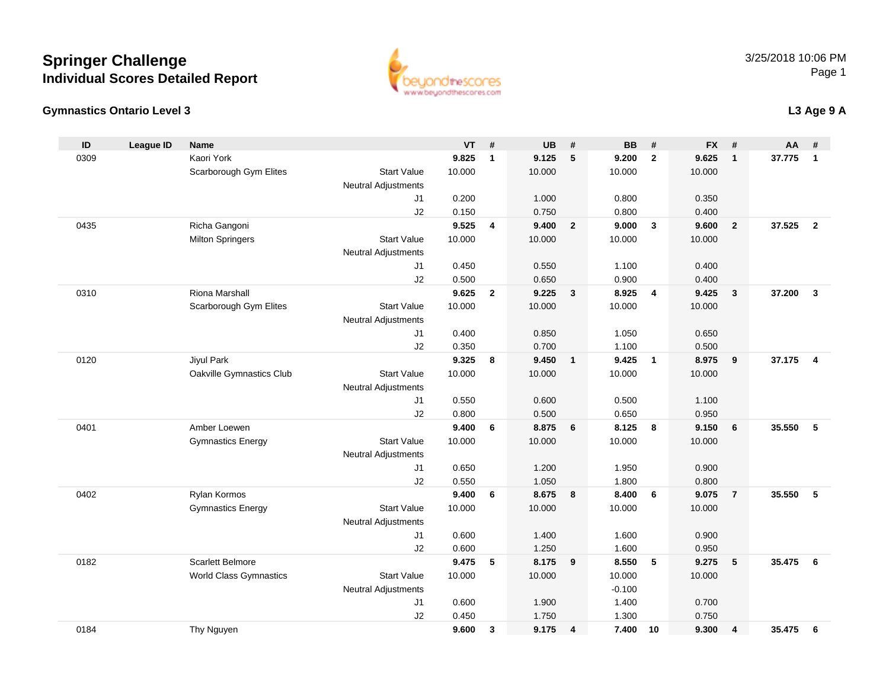# Springer Challenge

## Individual Scores Detailed Report

### Gymnastics Ontario Level 3

### L3 Age 9 A

| ID | League ID | Name | | VT | # | UB | # | BB | # | FX | # | AA | # |
|---|---|---|---|---|---|---|---|---|---|---|---|---|---|
| 0309 | | Kaori York | | **9.825** | **1** | **9.125** | **5** | **9.200** | **2** | **9.625** | **1** | **37.775** | **1** |
| | | Scarborough Gym Elites | Start Value | 10.000 | | 10.000 | | 10.000 | | 10.000 | | | |
| | | | Neutral Adjustments | | | | | | | | | | |
| | | | J1 | 0.200 | | 1.000 | | 0.800 | | 0.350 | | | |
| | | | J2 | 0.150 | | 0.750 | | 0.800 | | 0.400 | | | |
| 0435 | | Richa Gangoni | | **9.525** | **4** | **9.400** | **2** | **9.000** | **3** | **9.600** | **2** | **37.525** | **2** |
| | | Milton Springers | Start Value | 10.000 | | 10.000 | | 10.000 | | 10.000 | | | |
| | | | Neutral Adjustments | | | | | | | | | | |
| | | | J1 | 0.450 | | 0.550 | | 1.100 | | 0.400 | | | |
| | | | J2 | 0.500 | | 0.650 | | 0.900 | | 0.400 | | | |
| 0310 | | Riona Marshall | | **9.625** | **2** | **9.225** | **3** | **8.925** | **4** | **9.425** | **3** | **37.200** | **3** |
| | | Scarborough Gym Elites | Start Value | 10.000 | | 10.000 | | 10.000 | | 10.000 | | | |
| | | | Neutral Adjustments | | | | | | | | | | |
| | | | J1 | 0.400 | | 0.850 | | 1.050 | | 0.650 | | | |
| | | | J2 | 0.350 | | 0.700 | | 1.100 | | 0.500 | | | |
| 0120 | | Jiyul Park | | **9.325** | **8** | **9.450** | **1** | **9.425** | **1** | **8.975** | **9** | **37.175** | **4** |
| | | Oakville Gymnastics Club | Start Value | 10.000 | | 10.000 | | 10.000 | | 10.000 | | | |
| | | | Neutral Adjustments | | | | | | | | | | |
| | | | J1 | 0.550 | | 0.600 | | 0.500 | | 1.100 | | | |
| | | | J2 | 0.800 | | 0.500 | | 0.650 | | 0.950 | | | |
| 0401 | | Amber Loewen | | **9.400** | **6** | **8.875** | **6** | **8.125** | **8** | **9.150** | **6** | **35.550** | **5** |
| | | Gymnastics Energy | Start Value | 10.000 | | 10.000 | | 10.000 | | 10.000 | | | |
| | | | Neutral Adjustments | | | | | | | | | | |
| | | | J1 | 0.650 | | 1.200 | | 1.950 | | 0.900 | | | |
| | | | J2 | 0.550 | | 1.050 | | 1.800 | | 0.800 | | | |
| 0402 | | Rylan Kormos | | **9.400** | **6** | **8.675** | **8** | **8.400** | **6** | **9.075** | **7** | **35.550** | **5** |
| | | Gymnastics Energy | Start Value | 10.000 | | 10.000 | | 10.000 | | 10.000 | | | |
| | | | Neutral Adjustments | | | | | | | | | | |
| | | | J1 | 0.600 | | 1.400 | | 1.600 | | 0.900 | | | |
| | | | J2 | 0.600 | | 1.250 | | 1.600 | | 0.950 | | | |
| 0182 | | Scarlett Belmore | | **9.475** | **5** | **8.175** | **9** | **8.550** | **5** | **9.275** | **5** | **35.475** | **6** |
| | | World Class Gymnastics | Start Value | 10.000 | | 10.000 | | 10.000 | | 10.000 | | | |
| | | | Neutral Adjustments | | | | | -0.100 | | | | | |
| | | | J1 | 0.600 | | 1.900 | | 1.400 | | 0.700 | | | |
| | | | J2 | 0.450 | | 1.750 | | 1.300 | | 0.750 | | | |
| 0184 | | Thy Nguyen | | **9.600** | **3** | **9.175** | **4** | **7.400** | **10** | **9.300** | **4** | **35.475** | **6** |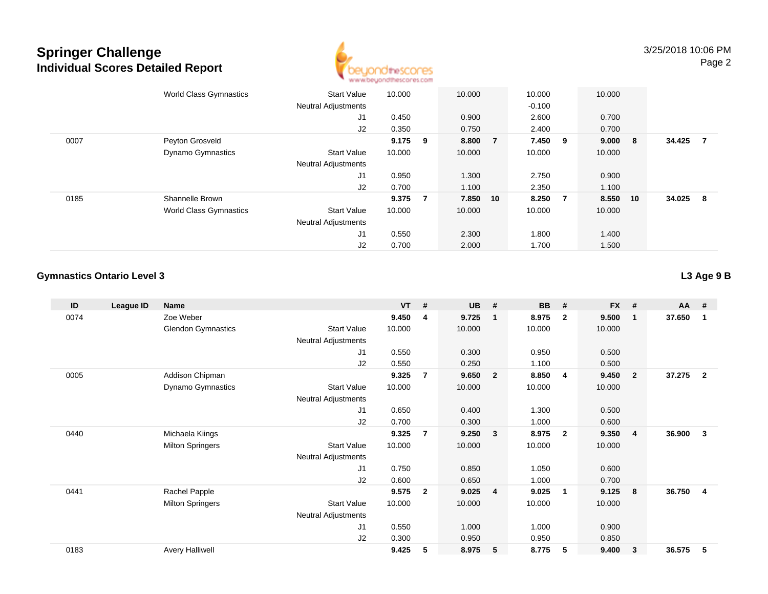# Springer Challenge
## Individual Scores Detailed Report

3/25/2018 10:06 PM

| ID | League ID | Name | | VT | # | UB | # | BB | # | FX | # | AA | # |
|---|---|---|---|---|---|---|---|---|---|---|---|---|---|
| | | World Class Gymnastics | Start Value | 10.000 | | 10.000 | | 10.000 | | 10.000 | | | |
| | | | Neutral Adjustments | | | | | -0.100 | | | | | |
| | | | J1 | 0.450 | | 0.900 | | 2.600 | | 0.700 | | | |
| | | | J2 | 0.350 | | 0.750 | | 2.400 | | 0.700 | | | |
| 0007 | | Peyton Grosveld | | **9.175** | **9** | **8.800** | **7** | **7.450** | **9** | **9.000** | **8** | **34.425** | **7** |
| | | Dynamo Gymnastics | Start Value | 10.000 | | 10.000 | | 10.000 | | 10.000 | | | |
| | | | Neutral Adjustments | | | | | | | | | | |
| | | | J1 | 0.950 | | 1.300 | | 2.750 | | 0.900 | | | |
| | | | J2 | 0.700 | | 1.100 | | 2.350 | | 1.100 | | | |
| 0185 | | Shannelle Brown | | **9.375** | **7** | **7.850** | **10** | **8.250** | **7** | **8.550** | **10** | **34.025** | **8** |
| | | World Class Gymnastics | Start Value | 10.000 | | 10.000 | | 10.000 | | 10.000 | | | |
| | | | Neutral Adjustments | | | | | | | | | | |
| | | | J1 | 0.550 | | 2.300 | | 1.800 | | 1.400 | | | |
| | | | J2 | 0.700 | | 2.000 | | 1.700 | | 1.500 | | | |

### Gymnastics Ontario Level 3

**L3 Age 9 B**

| ID | League ID | Name | | VT | # | UB | # | BB | # | FX | # | AA | # |
|---|---|---|---|---|---|---|---|---|---|---|---|---|---|
| 0074 | | Zoe Weber | | **9.450** | **4** | **9.725** | **1** | **8.975** | **2** | **9.500** | **1** | **37.650** | **1** |
| | | Glendon Gymnastics | Start Value | 10.000 | | 10.000 | | 10.000 | | 10.000 | | | |
| | | | Neutral Adjustments | | | | | | | | | | |
| | | | J1 | 0.550 | | 0.300 | | 0.950 | | 0.500 | | | |
| | | | J2 | 0.550 | | 0.250 | | 1.100 | | 0.500 | | | |
| 0005 | | Addison Chipman | | **9.325** | **7** | **9.650** | **2** | **8.850** | **4** | **9.450** | **2** | **37.275** | **2** |
| | | Dynamo Gymnastics | Start Value | 10.000 | | 10.000 | | 10.000 | | 10.000 | | | |
| | | | Neutral Adjustments | | | | | | | | | | |
| | | | J1 | 0.650 | | 0.400 | | 1.300 | | 0.500 | | | |
| | | | J2 | 0.700 | | 0.300 | | 1.000 | | 0.600 | | | |
| 0440 | | Michaela Kiings | | **9.325** | **7** | **9.250** | **3** | **8.975** | **2** | **9.350** | **4** | **36.900** | **3** |
| | | Milton Springers | Start Value | 10.000 | | 10.000 | | 10.000 | | 10.000 | | | |
| | | | Neutral Adjustments | | | | | | | | | | |
| | | | J1 | 0.750 | | 0.850 | | 1.050 | | 0.600 | | | |
| | | | J2 | 0.600 | | 0.650 | | 1.000 | | 0.700 | | | |
| 0441 | | Rachel Papple | | **9.575** | **2** | **9.025** | **4** | **9.025** | **1** | **9.125** | **8** | **36.750** | **4** |
| | | Milton Springers | Start Value | 10.000 | | 10.000 | | 10.000 | | 10.000 | | | |
| | | | Neutral Adjustments | | | | | | | | | | |
| | | | J1 | 0.550 | | 1.000 | | 1.000 | | 0.900 | | | |
| | | | J2 | 0.300 | | 0.950 | | 0.950 | | 0.850 | | | |
| 0183 | | Avery Halliwell | | **9.425** | **5** | **8.975** | **5** | **8.775** | **5** | **9.400** | **3** | **36.575** | **5** |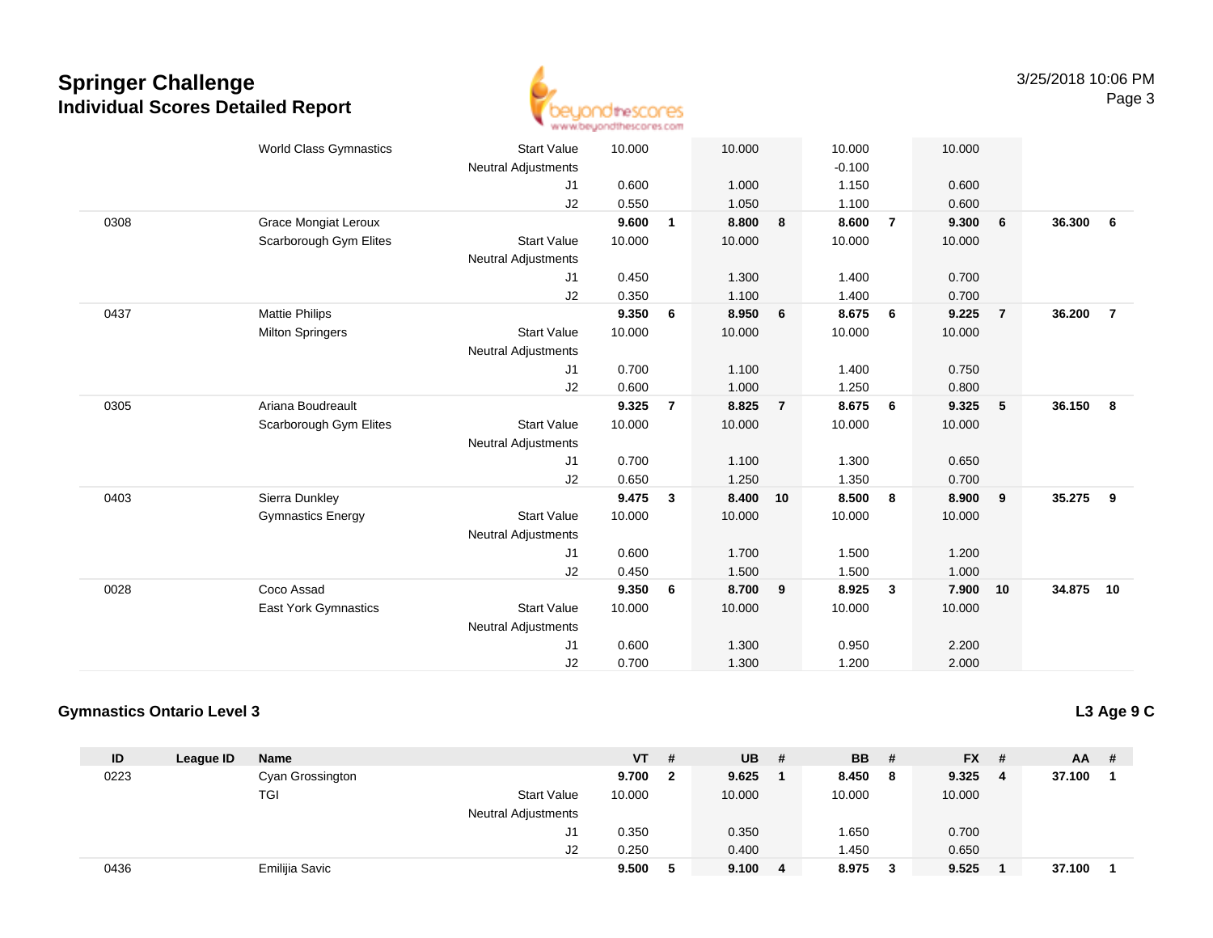# Springer Challenge
## Individual Scores Detailed Report

| ID | League ID | Name | | VT | # | UB | # | BB | # | FX | # | AA | # |
|---|---|---|---|---|---|---|---|---|---|---|---|---|---|
| | | World Class Gymnastics | Start Value | 10.000 | | 10.000 | | 10.000 | | 10.000 | | | |
| | | | Neutral Adjustments | | | | | -0.100 | | | | | |
| | | | J1 | 0.600 | | 1.000 | | 1.150 | | 0.600 | | | |
| | | | J2 | 0.550 | | 1.050 | | 1.100 | | 0.600 | | | |
| 0308 | | Grace Mongiat Leroux | | **9.600** | **1** | **8.800** | **8** | **8.600** | **7** | **9.300** | **6** | **36.300** | **6** |
| | | Scarborough Gym Elites | Start Value | 10.000 | | 10.000 | | 10.000 | | 10.000 | | | |
| | | | Neutral Adjustments | | | | | | | | | | |
| | | | J1 | 0.450 | | 1.300 | | 1.400 | | 0.700 | | | |
| | | | J2 | 0.350 | | 1.100 | | 1.400 | | 0.700 | | | |
| 0437 | | Mattie Philips | | **9.350** | **6** | **8.950** | **6** | **8.675** | **6** | **9.225** | **7** | **36.200** | **7** |
| | | Milton Springers | Start Value | 10.000 | | 10.000 | | 10.000 | | 10.000 | | | |
| | | | Neutral Adjustments | | | | | | | | | | |
| | | | J1 | 0.700 | | 1.100 | | 1.400 | | 0.750 | | | |
| | | | J2 | 0.600 | | 1.000 | | 1.250 | | 0.800 | | | |
| 0305 | | Ariana Boudreault | | **9.325** | **7** | **8.825** | **7** | **8.675** | **6** | **9.325** | **5** | **36.150** | **8** |
| | | Scarborough Gym Elites | Start Value | 10.000 | | 10.000 | | 10.000 | | 10.000 | | | |
| | | | Neutral Adjustments | | | | | | | | | | |
| | | | J1 | 0.700 | | 1.100 | | 1.300 | | 0.650 | | | |
| | | | J2 | 0.650 | | 1.250 | | 1.350 | | 0.700 | | | |
| 0403 | | Sierra Dunkley | | **9.475** | **3** | **8.400** | **10** | **8.500** | **8** | **8.900** | **9** | **35.275** | **9** |
| | | Gymnastics Energy | Start Value | 10.000 | | 10.000 | | 10.000 | | 10.000 | | | |
| | | | Neutral Adjustments | | | | | | | | | | |
| | | | J1 | 0.600 | | 1.700 | | 1.500 | | 1.200 | | | |
| | | | J2 | 0.450 | | 1.500 | | 1.500 | | 1.000 | | | |
| 0028 | | Coco Assad | | **9.350** | **6** | **8.700** | **9** | **8.925** | **3** | **7.900** | **10** | **34.875** | **10** |
| | | East York Gymnastics | Start Value | 10.000 | | 10.000 | | 10.000 | | 10.000 | | | |
| | | | Neutral Adjustments | | | | | | | | | | |
| | | | J1 | 0.600 | | 1.300 | | 0.950 | | 2.200 | | | |
| | | | J2 | 0.700 | | 1.300 | | 1.200 | | 2.000 | | | |

### Gymnastics Ontario Level 3

**L3 Age 9 C**

| ID | League ID | Name | | VT | # | UB | # | BB | # | FX | # | AA | # |
|---|---|---|---|---|---|---|---|---|---|---|---|---|---|
| 0223 | | Cyan Grossington | | **9.700** | **2** | **9.625** | **1** | **8.450** | **8** | **9.325** | **4** | **37.100** | **1** |
| | | TGI | Start Value | 10.000 | | 10.000 | | 10.000 | | 10.000 | | | |
| | | | Neutral Adjustments | | | | | | | | | | |
| | | | J1 | 0.350 | | 0.350 | | 1.650 | | 0.700 | | | |
| | | | J2 | 0.250 | | 0.400 | | 1.450 | | 0.650 | | | |
| 0436 | | Emilijia Savic | | **9.500** | **5** | **9.100** | **4** | **8.975** | **3** | **9.525** | **1** | **37.100** | **1** |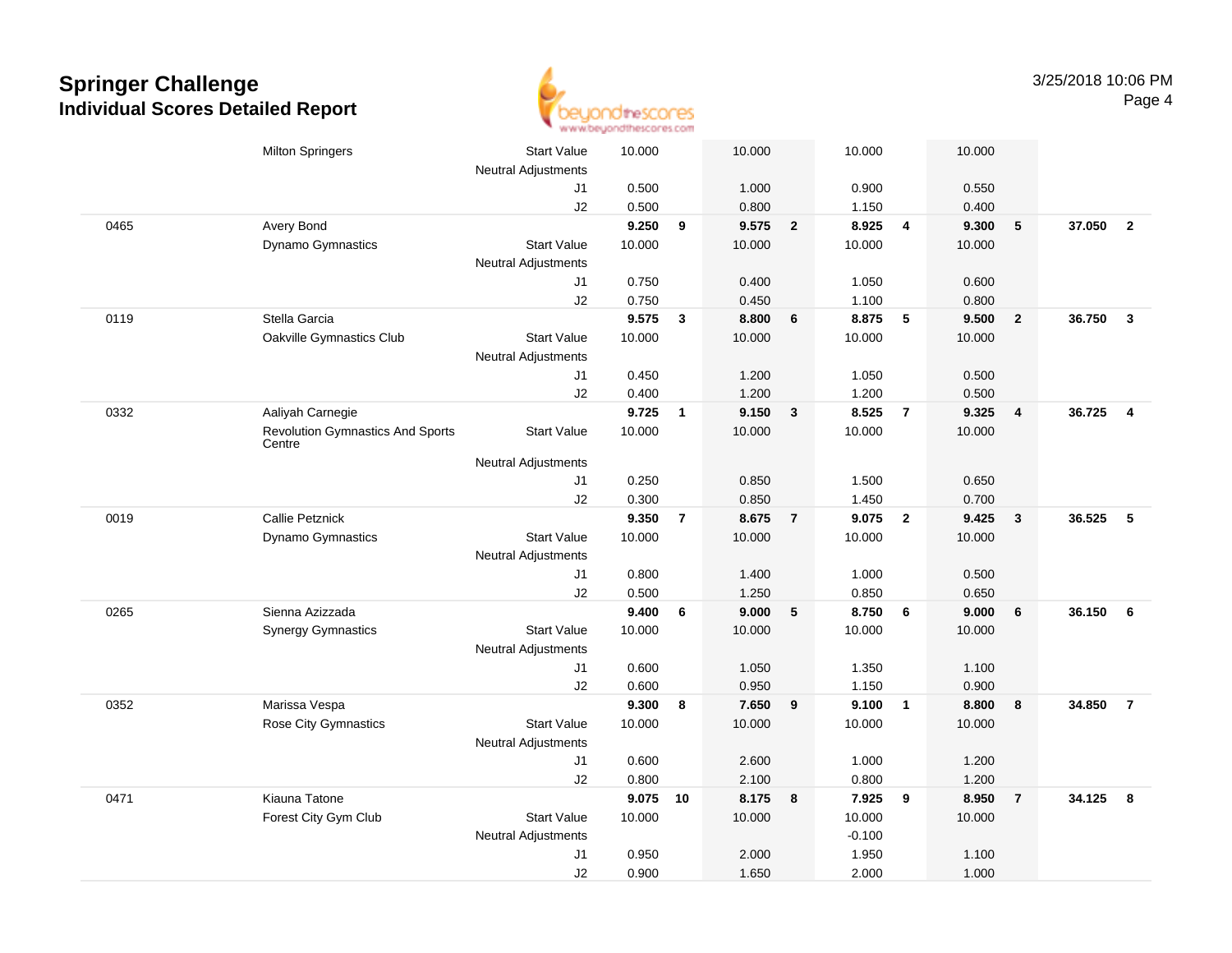# Springer Challenge
## Individual Scores Detailed Report

3/25/2018 10:06 PM

| # | Name / Club | | Vault | Rk | Bars | Rk | Beam | Rk | Floor | Rk | AA | Rk |
|---|---|---|---|---|---|---|---|---|---|---|---|---|
| | Milton Springers | Start Value | 10.000 | | 10.000 | | 10.000 | | 10.000 | | | |
| | | Neutral Adjustments | | | | | | | | | | |
| | | J1 | 0.500 | | 1.000 | | 0.900 | | 0.550 | | | |
| | | J2 | 0.500 | | 0.800 | | 1.150 | | 0.400 | | | |
| 0465 | Avery Bond | | **9.250** | **9** | **9.575** | **2** | **8.925** | **4** | **9.300** | **5** | **37.050** | **2** |
| | Dynamo Gymnastics | Start Value | 10.000 | | 10.000 | | 10.000 | | 10.000 | | | |
| | | Neutral Adjustments | | | | | | | | | | |
| | | J1 | 0.750 | | 0.400 | | 1.050 | | 0.600 | | | |
| | | J2 | 0.750 | | 0.450 | | 1.100 | | 0.800 | | | |
| 0119 | Stella Garcia | | **9.575** | **3** | **8.800** | **6** | **8.875** | **5** | **9.500** | **2** | **36.750** | **3** |
| | Oakville Gymnastics Club | Start Value | 10.000 | | 10.000 | | 10.000 | | 10.000 | | | |
| | | Neutral Adjustments | | | | | | | | | | |
| | | J1 | 0.450 | | 1.200 | | 1.050 | | 0.500 | | | |
| | | J2 | 0.400 | | 1.200 | | 1.200 | | 0.500 | | | |
| 0332 | Aaliyah Carnegie | | **9.725** | **1** | **9.150** | **3** | **8.525** | **7** | **9.325** | **4** | **36.725** | **4** |
| | Revolution Gymnastics And Sports Centre | Start Value | 10.000 | | 10.000 | | 10.000 | | 10.000 | | | |
| | | Neutral Adjustments | | | | | | | | | | |
| | | J1 | 0.250 | | 0.850 | | 1.500 | | 0.650 | | | |
| | | J2 | 0.300 | | 0.850 | | 1.450 | | 0.700 | | | |
| 0019 | Callie Petznick | | **9.350** | **7** | **8.675** | **7** | **9.075** | **2** | **9.425** | **3** | **36.525** | **5** |
| | Dynamo Gymnastics | Start Value | 10.000 | | 10.000 | | 10.000 | | 10.000 | | | |
| | | Neutral Adjustments | | | | | | | | | | |
| | | J1 | 0.800 | | 1.400 | | 1.000 | | 0.500 | | | |
| | | J2 | 0.500 | | 1.250 | | 0.850 | | 0.650 | | | |
| 0265 | Sienna Azizzada | | **9.400** | **6** | **9.000** | **5** | **8.750** | **6** | **9.000** | **6** | **36.150** | **6** |
| | Synergy Gymnastics | Start Value | 10.000 | | 10.000 | | 10.000 | | 10.000 | | | |
| | | Neutral Adjustments | | | | | | | | | | |
| | | J1 | 0.600 | | 1.050 | | 1.350 | | 1.100 | | | |
| | | J2 | 0.600 | | 0.950 | | 1.150 | | 0.900 | | | |
| 0352 | Marissa Vespa | | **9.300** | **8** | **7.650** | **9** | **9.100** | **1** | **8.800** | **8** | **34.850** | **7** |
| | Rose City Gymnastics | Start Value | 10.000 | | 10.000 | | 10.000 | | 10.000 | | | |
| | | Neutral Adjustments | | | | | | | | | | |
| | | J1 | 0.600 | | 2.600 | | 1.000 | | 1.200 | | | |
| | | J2 | 0.800 | | 2.100 | | 0.800 | | 1.200 | | | |
| 0471 | Kiauna Tatone | | **9.075** | **10** | **8.175** | **8** | **7.925** | **9** | **8.950** | **7** | **34.125** | **8** |
| | Forest City Gym Club | Start Value | 10.000 | | 10.000 | | 10.000 | | 10.000 | | | |
| | | Neutral Adjustments | | | | | -0.100 | | | | | |
| | | J1 | 0.950 | | 2.000 | | 1.950 | | 1.100 | | | |
| | | J2 | 0.900 | | 1.650 | | 2.000 | | 1.000 | | | |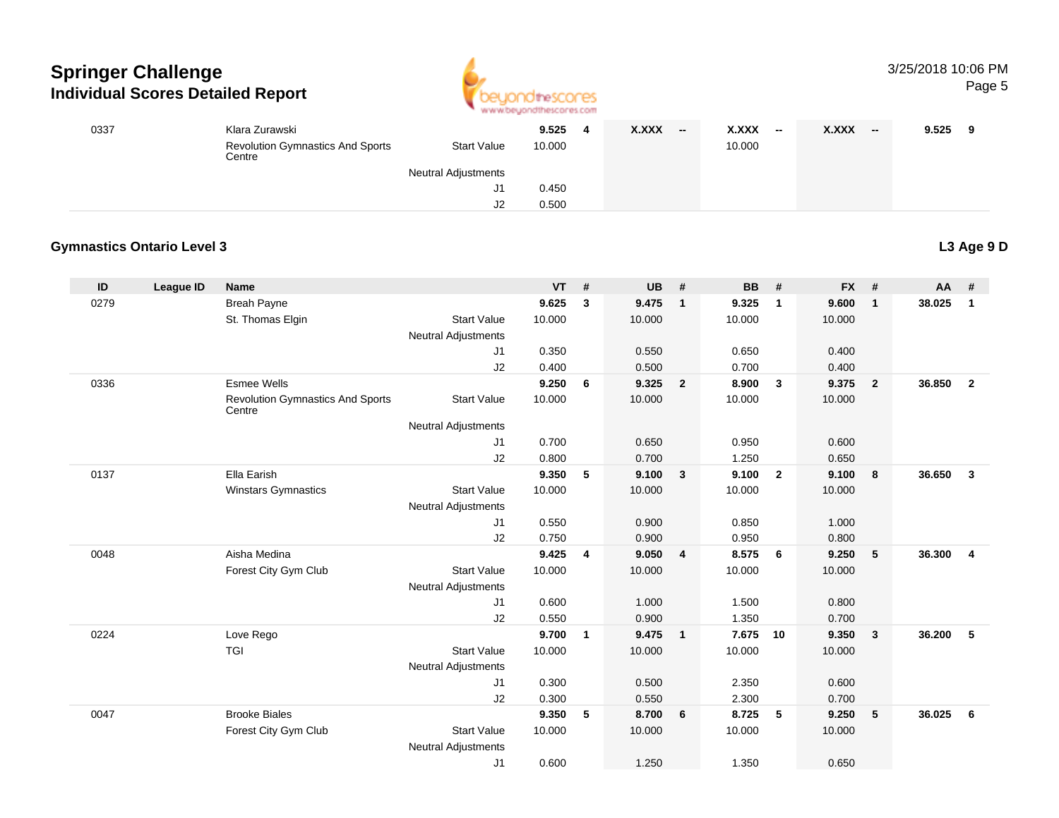# Springer Challenge
## Individual Scores Detailed Report

| | | | | | | | | | | | | | | |
|---|---|---|---|---|---|---|---|---|---|---|---|---|---|---|
| 0337 | | Klara Zurawski | | 9.525 | 4 | X.XXX | -- | X.XXX | -- | X.XXX | -- | 9.525 | 9 |
| | | Revolution Gymnastics And Sports Centre | Start Value | 10.000 | | | | 10.000 | | | | | |
| | | | Neutral Adjustments | | | | | | | | | | |
| | | | J1 | 0.450 | | | | | | | | | |
| | | | J2 | 0.500 | | | | | | | | | |

### Gymnastics Ontario Level 3

**L3 Age 9 D**

| ID | League ID | Name | | VT | # | UB | # | BB | # | FX | # | AA | # |
|---|---|---|---|---|---|---|---|---|---|---|---|---|---|
| 0279 | | Breah Payne | | 9.625 | 3 | 9.475 | 1 | 9.325 | 1 | 9.600 | 1 | 38.025 | 1 |
| | | St. Thomas Elgin | Start Value | 10.000 | | 10.000 | | 10.000 | | 10.000 | | | |
| | | | Neutral Adjustments | | | | | | | | | | |
| | | | J1 | 0.350 | | 0.550 | | 0.650 | | 0.400 | | | |
| | | | J2 | 0.400 | | 0.500 | | 0.700 | | 0.400 | | | |
| 0336 | | Esmee Wells | | 9.250 | 6 | 9.325 | 2 | 8.900 | 3 | 9.375 | 2 | 36.850 | 2 |
| | | Revolution Gymnastics And Sports Centre | Start Value | 10.000 | | 10.000 | | 10.000 | | 10.000 | | | |
| | | | Neutral Adjustments | | | | | | | | | | |
| | | | J1 | 0.700 | | 0.650 | | 0.950 | | 0.600 | | | |
| | | | J2 | 0.800 | | 0.700 | | 1.250 | | 0.650 | | | |
| 0137 | | Ella Earish | | 9.350 | 5 | 9.100 | 3 | 9.100 | 2 | 9.100 | 8 | 36.650 | 3 |
| | | Winstars Gymnastics | Start Value | 10.000 | | 10.000 | | 10.000 | | 10.000 | | | |
| | | | Neutral Adjustments | | | | | | | | | | |
| | | | J1 | 0.550 | | 0.900 | | 0.850 | | 1.000 | | | |
| | | | J2 | 0.750 | | 0.900 | | 0.950 | | 0.800 | | | |
| 0048 | | Aisha Medina | | 9.425 | 4 | 9.050 | 4 | 8.575 | 6 | 9.250 | 5 | 36.300 | 4 |
| | | Forest City Gym Club | Start Value | 10.000 | | 10.000 | | 10.000 | | 10.000 | | | |
| | | | Neutral Adjustments | | | | | | | | | | |
| | | | J1 | 0.600 | | 1.000 | | 1.500 | | 0.800 | | | |
| | | | J2 | 0.550 | | 0.900 | | 1.350 | | 0.700 | | | |
| 0224 | | Love Rego | | 9.700 | 1 | 9.475 | 1 | 7.675 | 10 | 9.350 | 3 | 36.200 | 5 |
| | | TGI | Start Value | 10.000 | | 10.000 | | 10.000 | | 10.000 | | | |
| | | | Neutral Adjustments | | | | | | | | | | |
| | | | J1 | 0.300 | | 0.500 | | 2.350 | | 0.600 | | | |
| | | | J2 | 0.300 | | 0.550 | | 2.300 | | 0.700 | | | |
| 0047 | | Brooke Biales | | 9.350 | 5 | 8.700 | 6 | 8.725 | 5 | 9.250 | 5 | 36.025 | 6 |
| | | Forest City Gym Club | Start Value | 10.000 | | 10.000 | | 10.000 | | 10.000 | | | |
| | | | Neutral Adjustments | | | | | | | | | | |
| | | | J1 | 0.600 | | 1.250 | | 1.350 | | 0.650 | | | |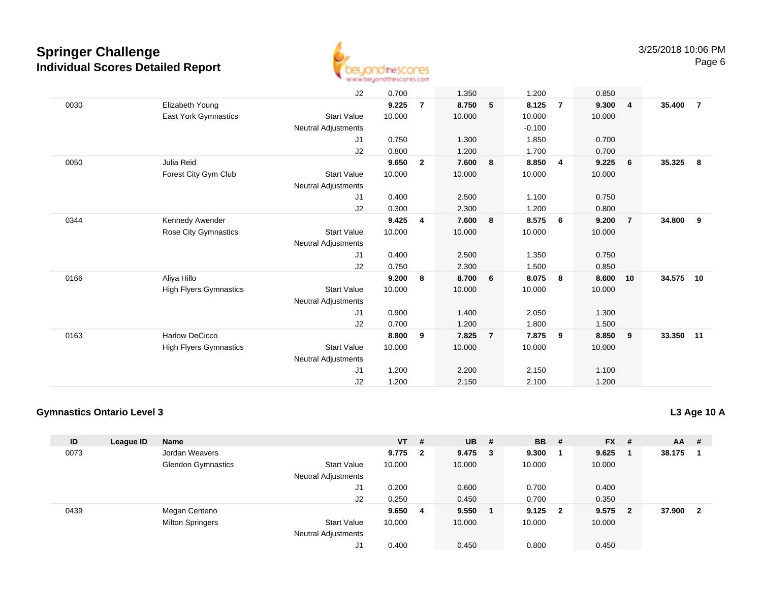# Springer Challenge

## Individual Scores Detailed Report

3/25/2018 10:06 PM

| ID | League ID | Name | | VT | # | UB | # | BB | # | FX | # | AA | # |
|---|---|---|---|---|---|---|---|---|---|---|---|---|---|
| | | | J2 | 0.700 | | 1.350 | | 1.200 | | 0.850 | | | |
| 0030 | | Elizabeth Young | | 9.225 | 7 | 8.750 | 5 | 8.125 | 7 | 9.300 | 4 | 35.400 | 7 |
| | | East York Gymnastics | Start Value | 10.000 | | 10.000 | | 10.000 | | 10.000 | | | |
| | | | Neutral Adjustments | | | | | -0.100 | | | | | |
| | | | J1 | 0.750 | | 1.300 | | 1.850 | | 0.700 | | | |
| | | | J2 | 0.800 | | 1.200 | | 1.700 | | 0.700 | | | |
| 0050 | | Julia Reid | | 9.650 | 2 | 7.600 | 8 | 8.850 | 4 | 9.225 | 6 | 35.325 | 8 |
| | | Forest City Gym Club | Start Value | 10.000 | | 10.000 | | 10.000 | | 10.000 | | | |
| | | | Neutral Adjustments | | | | | | | | | | |
| | | | J1 | 0.400 | | 2.500 | | 1.100 | | 0.750 | | | |
| | | | J2 | 0.300 | | 2.300 | | 1.200 | | 0.800 | | | |
| 0344 | | Kennedy Awender | | 9.425 | 4 | 7.600 | 8 | 8.575 | 6 | 9.200 | 7 | 34.800 | 9 |
| | | Rose City Gymnastics | Start Value | 10.000 | | 10.000 | | 10.000 | | 10.000 | | | |
| | | | Neutral Adjustments | | | | | | | | | | |
| | | | J1 | 0.400 | | 2.500 | | 1.350 | | 0.750 | | | |
| | | | J2 | 0.750 | | 2.300 | | 1.500 | | 0.850 | | | |
| 0166 | | Aliya Hillo | | 9.200 | 8 | 8.700 | 6 | 8.075 | 8 | 8.600 | 10 | 34.575 | 10 |
| | | High Flyers Gymnastics | Start Value | 10.000 | | 10.000 | | 10.000 | | 10.000 | | | |
| | | | Neutral Adjustments | | | | | | | | | | |
| | | | J1 | 0.900 | | 1.400 | | 2.050 | | 1.300 | | | |
| | | | J2 | 0.700 | | 1.200 | | 1.800 | | 1.500 | | | |
| 0163 | | Harlow DeCicco | | 8.800 | 9 | 7.825 | 7 | 7.875 | 9 | 8.850 | 9 | 33.350 | 11 |
| | | High Flyers Gymnastics | Start Value | 10.000 | | 10.000 | | 10.000 | | 10.000 | | | |
| | | | Neutral Adjustments | | | | | | | | | | |
| | | | J1 | 1.200 | | 2.200 | | 2.150 | | 1.100 | | | |
| | | | J2 | 1.200 | | 2.150 | | 2.100 | | 1.200 | | | |

### Gymnastics Ontario Level 3

**L3 Age 10 A**

| ID | League ID | Name | | VT | # | UB | # | BB | # | FX | # | AA | # |
|---|---|---|---|---|---|---|---|---|---|---|---|---|---|
| 0073 | | Jordan Weavers | | 9.775 | 2 | 9.475 | 3 | 9.300 | 1 | 9.625 | 1 | 38.175 | 1 |
| | | Glendon Gymnastics | Start Value | 10.000 | | 10.000 | | 10.000 | | 10.000 | | | |
| | | | Neutral Adjustments | | | | | | | | | | |
| | | | J1 | 0.200 | | 0.600 | | 0.700 | | 0.400 | | | |
| | | | J2 | 0.250 | | 0.450 | | 0.700 | | 0.350 | | | |
| 0439 | | Megan Centeno | | 9.650 | 4 | 9.550 | 1 | 9.125 | 2 | 9.575 | 2 | 37.900 | 2 |
| | | Milton Springers | Start Value | 10.000 | | 10.000 | | 10.000 | | 10.000 | | | |
| | | | Neutral Adjustments | | | | | | | | | | |
| | | | J1 | 0.400 | | 0.450 | | 0.800 | | 0.450 | | | |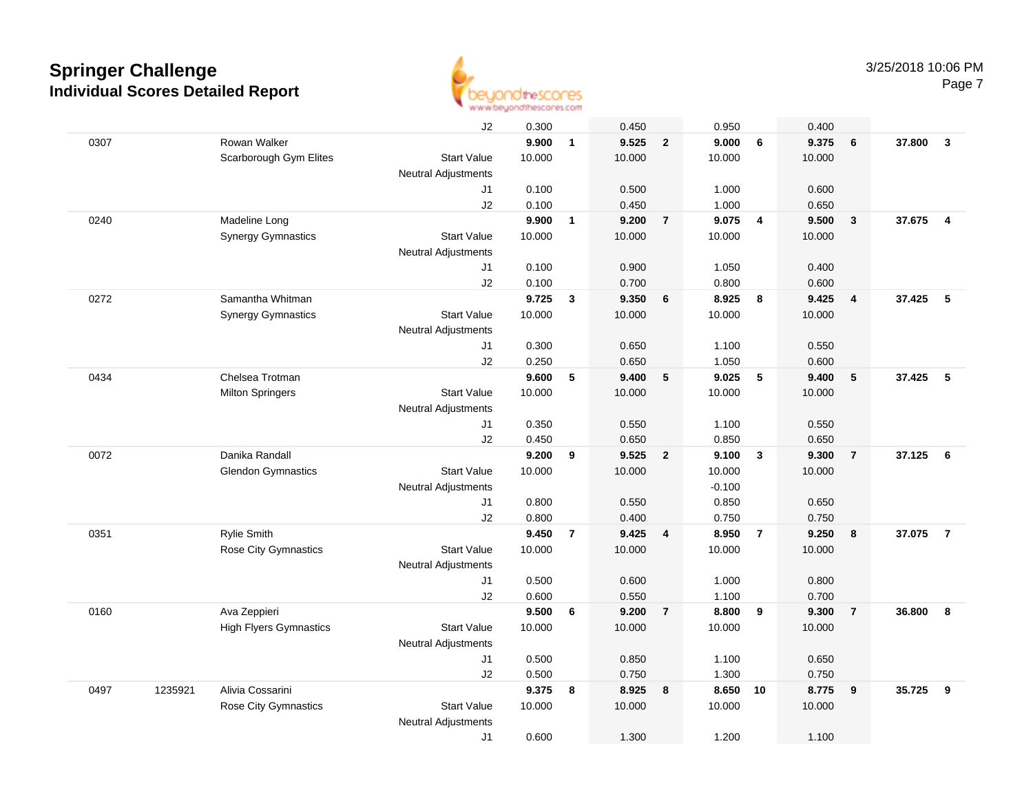# Springer Challenge
## Individual Scores Detailed Report

3/25/2018 10:06 PM

| | | | | | | | | | | | | | |
|---|---|---|---|---|---|---|---|---|---|---|---|---|---|
| | | | J2 | 0.300 | | 0.450 | | 0.950 | | 0.400 | | | |
| 0307 | | Rowan Walker | | **9.900** | **1** | **9.525** | **2** | **9.000** | **6** | **9.375** | **6** | **37.800** | **3** |
| | | Scarborough Gym Elites | Start Value | 10.000 | | 10.000 | | 10.000 | | 10.000 | | | |
| | | | Neutral Adjustments | | | | | | | | | | |
| | | | J1 | 0.100 | | 0.500 | | 1.000 | | 0.600 | | | |
| | | | J2 | 0.100 | | 0.450 | | 1.000 | | 0.650 | | | |
| 0240 | | Madeline Long | | **9.900** | **1** | **9.200** | **7** | **9.075** | **4** | **9.500** | **3** | **37.675** | **4** |
| | | Synergy Gymnastics | Start Value | 10.000 | | 10.000 | | 10.000 | | 10.000 | | | |
| | | | Neutral Adjustments | | | | | | | | | | |
| | | | J1 | 0.100 | | 0.900 | | 1.050 | | 0.400 | | | |
| | | | J2 | 0.100 | | 0.700 | | 0.800 | | 0.600 | | | |
| 0272 | | Samantha Whitman | | **9.725** | **3** | **9.350** | **6** | **8.925** | **8** | **9.425** | **4** | **37.425** | **5** |
| | | Synergy Gymnastics | Start Value | 10.000 | | 10.000 | | 10.000 | | 10.000 | | | |
| | | | Neutral Adjustments | | | | | | | | | | |
| | | | J1 | 0.300 | | 0.650 | | 1.100 | | 0.550 | | | |
| | | | J2 | 0.250 | | 0.650 | | 1.050 | | 0.600 | | | |
| 0434 | | Chelsea Trotman | | **9.600** | **5** | **9.400** | **5** | **9.025** | **5** | **9.400** | **5** | **37.425** | **5** |
| | | Milton Springers | Start Value | 10.000 | | 10.000 | | 10.000 | | 10.000 | | | |
| | | | Neutral Adjustments | | | | | | | | | | |
| | | | J1 | 0.350 | | 0.550 | | 1.100 | | 0.550 | | | |
| | | | J2 | 0.450 | | 0.650 | | 0.850 | | 0.650 | | | |
| 0072 | | Danika Randall | | **9.200** | **9** | **9.525** | **2** | **9.100** | **3** | **9.300** | **7** | **37.125** | **6** |
| | | Glendon Gymnastics | Start Value | 10.000 | | 10.000 | | 10.000 | | 10.000 | | | |
| | | | Neutral Adjustments | | | | | -0.100 | | | | | |
| | | | J1 | 0.800 | | 0.550 | | 0.850 | | 0.650 | | | |
| | | | J2 | 0.800 | | 0.400 | | 0.750 | | 0.750 | | | |
| 0351 | | Rylie Smith | | **9.450** | **7** | **9.425** | **4** | **8.950** | **7** | **9.250** | **8** | **37.075** | **7** |
| | | Rose City Gymnastics | Start Value | 10.000 | | 10.000 | | 10.000 | | 10.000 | | | |
| | | | Neutral Adjustments | | | | | | | | | | |
| | | | J1 | 0.500 | | 0.600 | | 1.000 | | 0.800 | | | |
| | | | J2 | 0.600 | | 0.550 | | 1.100 | | 0.700 | | | |
| 0160 | | Ava Zeppieri | | **9.500** | **6** | **9.200** | **7** | **8.800** | **9** | **9.300** | **7** | **36.800** | **8** |
| | | High Flyers Gymnastics | Start Value | 10.000 | | 10.000 | | 10.000 | | 10.000 | | | |
| | | | Neutral Adjustments | | | | | | | | | | |
| | | | J1 | 0.500 | | 0.850 | | 1.100 | | 0.650 | | | |
| | | | J2 | 0.500 | | 0.750 | | 1.300 | | 0.750 | | | |
| 0497 | 1235921 | Alivia Cossarini | | **9.375** | **8** | **8.925** | **8** | **8.650** | **10** | **8.775** | **9** | **35.725** | **9** |
| | | Rose City Gymnastics | Start Value | 10.000 | | 10.000 | | 10.000 | | 10.000 | | | |
| | | | Neutral Adjustments | | | | | | | | | | |
| | | | J1 | 0.600 | | 1.300 | | 1.200 | | 1.100 | | | |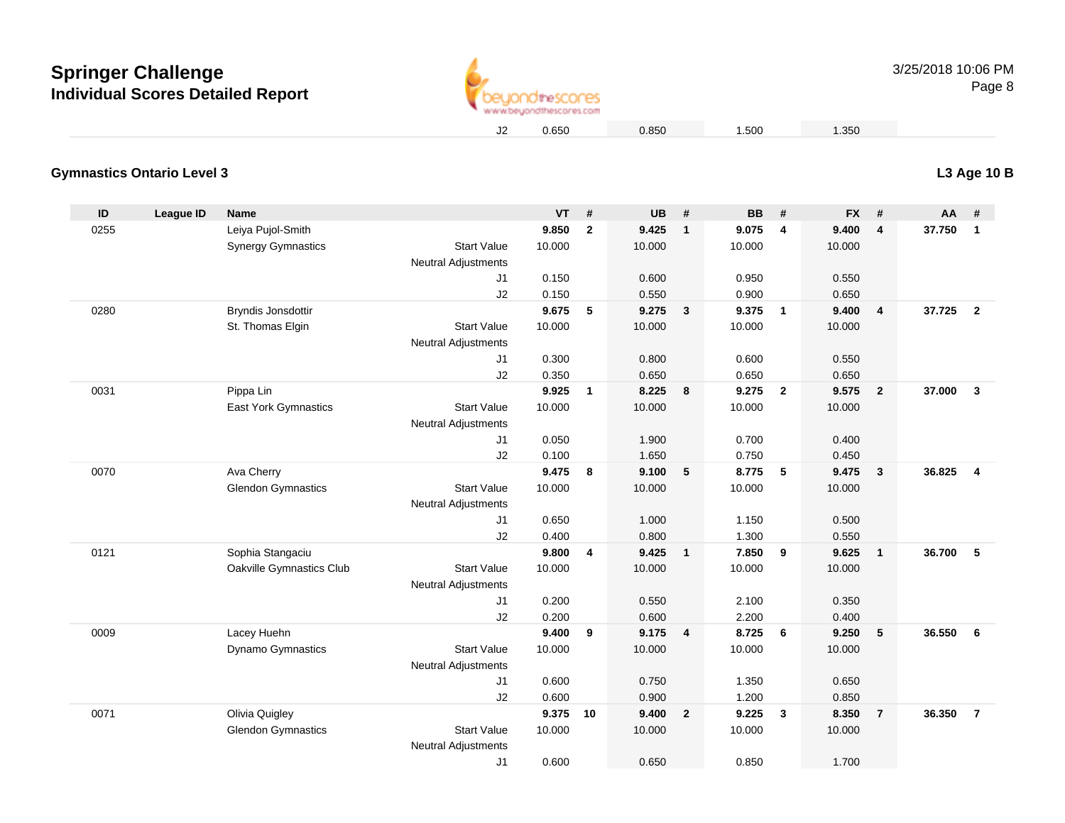# Springer Challenge
## Individual Scores Detailed Report

| | VT | UB | BB | FX |
|---|---|---|---|---|
| J2 | 0.650 | 0.850 | 1.500 | 1.350 |

### Gymnastics Ontario Level 3

**L3 Age 10 B**

| ID | League ID | Name | | VT | # | UB | # | BB | # | FX | # | AA | # |
|---|---|---|---|---|---|---|---|---|---|---|---|---|---|
| 0255 | | Leiya Pujol-Smith | | **9.850** | **2** | **9.425** | **1** | **9.075** | **4** | **9.400** | **4** | **37.750** | **1** |
| | | Synergy Gymnastics | Start Value | 10.000 | | 10.000 | | 10.000 | | 10.000 | | | |
| | | | Neutral Adjustments | | | | | | | | | | |
| | | | J1 | 0.150 | | 0.600 | | 0.950 | | 0.550 | | | |
| | | | J2 | 0.150 | | 0.550 | | 0.900 | | 0.650 | | | |
| 0280 | | Bryndis Jonsdottir | | **9.675** | **5** | **9.275** | **3** | **9.375** | **1** | **9.400** | **4** | **37.725** | **2** |
| | | St. Thomas Elgin | Start Value | 10.000 | | 10.000 | | 10.000 | | 10.000 | | | |
| | | | Neutral Adjustments | | | | | | | | | | |
| | | | J1 | 0.300 | | 0.800 | | 0.600 | | 0.550 | | | |
| | | | J2 | 0.350 | | 0.650 | | 0.650 | | 0.650 | | | |
| 0031 | | Pippa Lin | | **9.925** | **1** | **8.225** | **8** | **9.275** | **2** | **9.575** | **2** | **37.000** | **3** |
| | | East York Gymnastics | Start Value | 10.000 | | 10.000 | | 10.000 | | 10.000 | | | |
| | | | Neutral Adjustments | | | | | | | | | | |
| | | | J1 | 0.050 | | 1.900 | | 0.700 | | 0.400 | | | |
| | | | J2 | 0.100 | | 1.650 | | 0.750 | | 0.450 | | | |
| 0070 | | Ava Cherry | | **9.475** | **8** | **9.100** | **5** | **8.775** | **5** | **9.475** | **3** | **36.825** | **4** |
| | | Glendon Gymnastics | Start Value | 10.000 | | 10.000 | | 10.000 | | 10.000 | | | |
| | | | Neutral Adjustments | | | | | | | | | | |
| | | | J1 | 0.650 | | 1.000 | | 1.150 | | 0.500 | | | |
| | | | J2 | 0.400 | | 0.800 | | 1.300 | | 0.550 | | | |
| 0121 | | Sophia Stangaciu | | **9.800** | **4** | **9.425** | **1** | **7.850** | **9** | **9.625** | **1** | **36.700** | **5** |
| | | Oakville Gymnastics Club | Start Value | 10.000 | | 10.000 | | 10.000 | | 10.000 | | | |
| | | | Neutral Adjustments | | | | | | | | | | |
| | | | J1 | 0.200 | | 0.550 | | 2.100 | | 0.350 | | | |
| | | | J2 | 0.200 | | 0.600 | | 2.200 | | 0.400 | | | |
| 0009 | | Lacey Huehn | | **9.400** | **9** | **9.175** | **4** | **8.725** | **6** | **9.250** | **5** | **36.550** | **6** |
| | | Dynamo Gymnastics | Start Value | 10.000 | | 10.000 | | 10.000 | | 10.000 | | | |
| | | | Neutral Adjustments | | | | | | | | | | |
| | | | J1 | 0.600 | | 0.750 | | 1.350 | | 0.650 | | | |
| | | | J2 | 0.600 | | 0.900 | | 1.200 | | 0.850 | | | |
| 0071 | | Olivia Quigley | | **9.375** | **10** | **9.400** | **2** | **9.225** | **3** | **8.350** | **7** | **36.350** | **7** |
| | | Glendon Gymnastics | Start Value | 10.000 | | 10.000 | | 10.000 | | 10.000 | | | |
| | | | Neutral Adjustments | | | | | | | | | | |
| | | | J1 | 0.600 | | 0.650 | | 0.850 | | 1.700 | | | |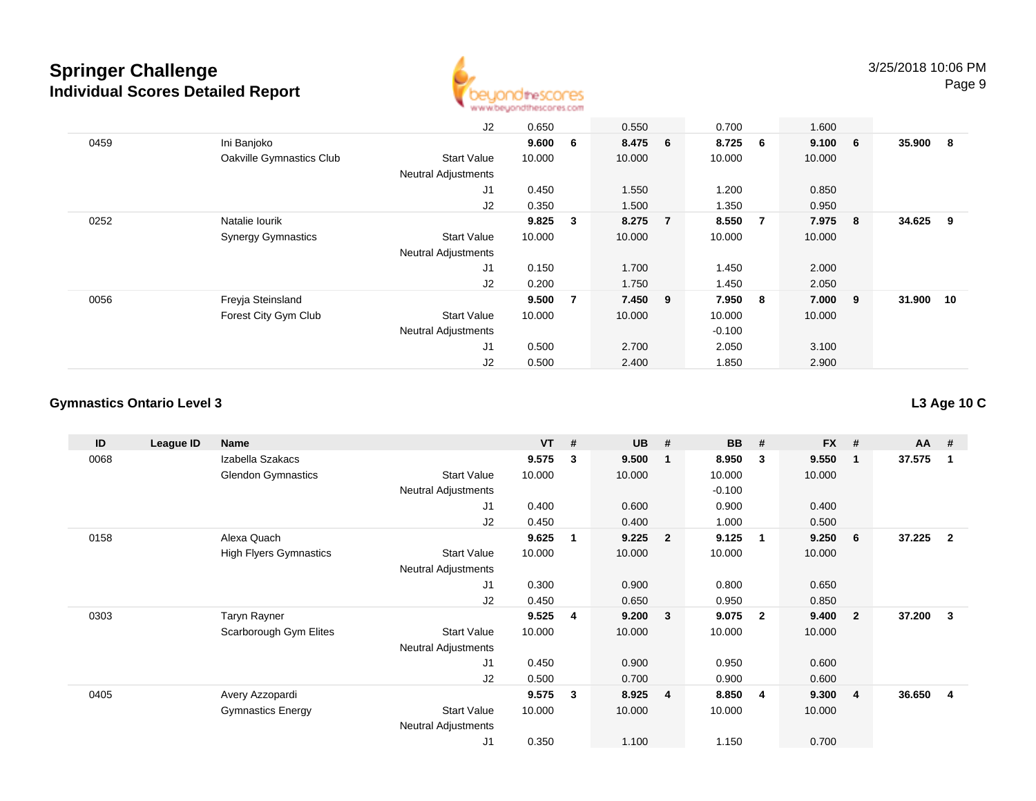| ID | League ID | Name | | VT | # | UB | # | BB | # | FX | # | AA | # |
|---|---|---|---|---|---|---|---|---|---|---|---|---|---|
| | | | J2 | 0.650 | | 0.550 | | 0.700 | | 1.600 | | | |
| 0459 | | Ini Banjoko | | **9.600** | **6** | **8.475** | **6** | **8.725** | **6** | **9.100** | **6** | **35.900** | **8** |
| | | Oakville Gymnastics Club | Start Value | 10.000 | | 10.000 | | 10.000 | | 10.000 | | | |
| | | | Neutral Adjustments | | | | | | | | | | |
| | | | J1 | 0.450 | | 1.550 | | 1.200 | | 0.850 | | | |
| | | | J2 | 0.350 | | 1.500 | | 1.350 | | 0.950 | | | |
| 0252 | | Natalie Iourik | | **9.825** | **3** | **8.275** | **7** | **8.550** | **7** | **7.975** | **8** | **34.625** | **9** |
| | | Synergy Gymnastics | Start Value | 10.000 | | 10.000 | | 10.000 | | 10.000 | | | |
| | | | Neutral Adjustments | | | | | | | | | | |
| | | | J1 | 0.150 | | 1.700 | | 1.450 | | 2.000 | | | |
| | | | J2 | 0.200 | | 1.750 | | 1.450 | | 2.050 | | | |
| 0056 | | Freyja Steinsland | | **9.500** | **7** | **7.450** | **9** | **7.950** | **8** | **7.000** | **9** | **31.900** | **10** |
| | | Forest City Gym Club | Start Value | 10.000 | | 10.000 | | 10.000 | | 10.000 | | | |
| | | | Neutral Adjustments | | | | | -0.100 | | | | | |
| | | | J1 | 0.500 | | 2.700 | | 2.050 | | 3.100 | | | |
| | | | J2 | 0.500 | | 2.400 | | 1.850 | | 2.900 | | | |

### Gymnastics Ontario Level 3

**L3 Age 10 C**

| ID | League ID | Name | | VT | # | UB | # | BB | # | FX | # | AA | # |
|---|---|---|---|---|---|---|---|---|---|---|---|---|---|
| 0068 | | Izabella Szakacs | | **9.575** | **3** | **9.500** | **1** | **8.950** | **3** | **9.550** | **1** | **37.575** | **1** |
| | | Glendon Gymnastics | Start Value | 10.000 | | 10.000 | | 10.000 | | 10.000 | | | |
| | | | Neutral Adjustments | | | | | -0.100 | | | | | |
| | | | J1 | 0.400 | | 0.600 | | 0.900 | | 0.400 | | | |
| | | | J2 | 0.450 | | 0.400 | | 1.000 | | 0.500 | | | |
| 0158 | | Alexa Quach | | **9.625** | **1** | **9.225** | **2** | **9.125** | **1** | **9.250** | **6** | **37.225** | **2** |
| | | High Flyers Gymnastics | Start Value | 10.000 | | 10.000 | | 10.000 | | 10.000 | | | |
| | | | Neutral Adjustments | | | | | | | | | | |
| | | | J1 | 0.300 | | 0.900 | | 0.800 | | 0.650 | | | |
| | | | J2 | 0.450 | | 0.650 | | 0.950 | | 0.850 | | | |
| 0303 | | Taryn Rayner | | **9.525** | **4** | **9.200** | **3** | **9.075** | **2** | **9.400** | **2** | **37.200** | **3** |
| | | Scarborough Gym Elites | Start Value | 10.000 | | 10.000 | | 10.000 | | 10.000 | | | |
| | | | Neutral Adjustments | | | | | | | | | | |
| | | | J1 | 0.450 | | 0.900 | | 0.950 | | 0.600 | | | |
| | | | J2 | 0.500 | | 0.700 | | 0.900 | | 0.600 | | | |
| 0405 | | Avery Azzopardi | | **9.575** | **3** | **8.925** | **4** | **8.850** | **4** | **9.300** | **4** | **36.650** | **4** |
| | | Gymnastics Energy | Start Value | 10.000 | | 10.000 | | 10.000 | | 10.000 | | | |
| | | | Neutral Adjustments | | | | | | | | | | |
| | | | J1 | 0.350 | | 1.100 | | 1.150 | | 0.700 | | | |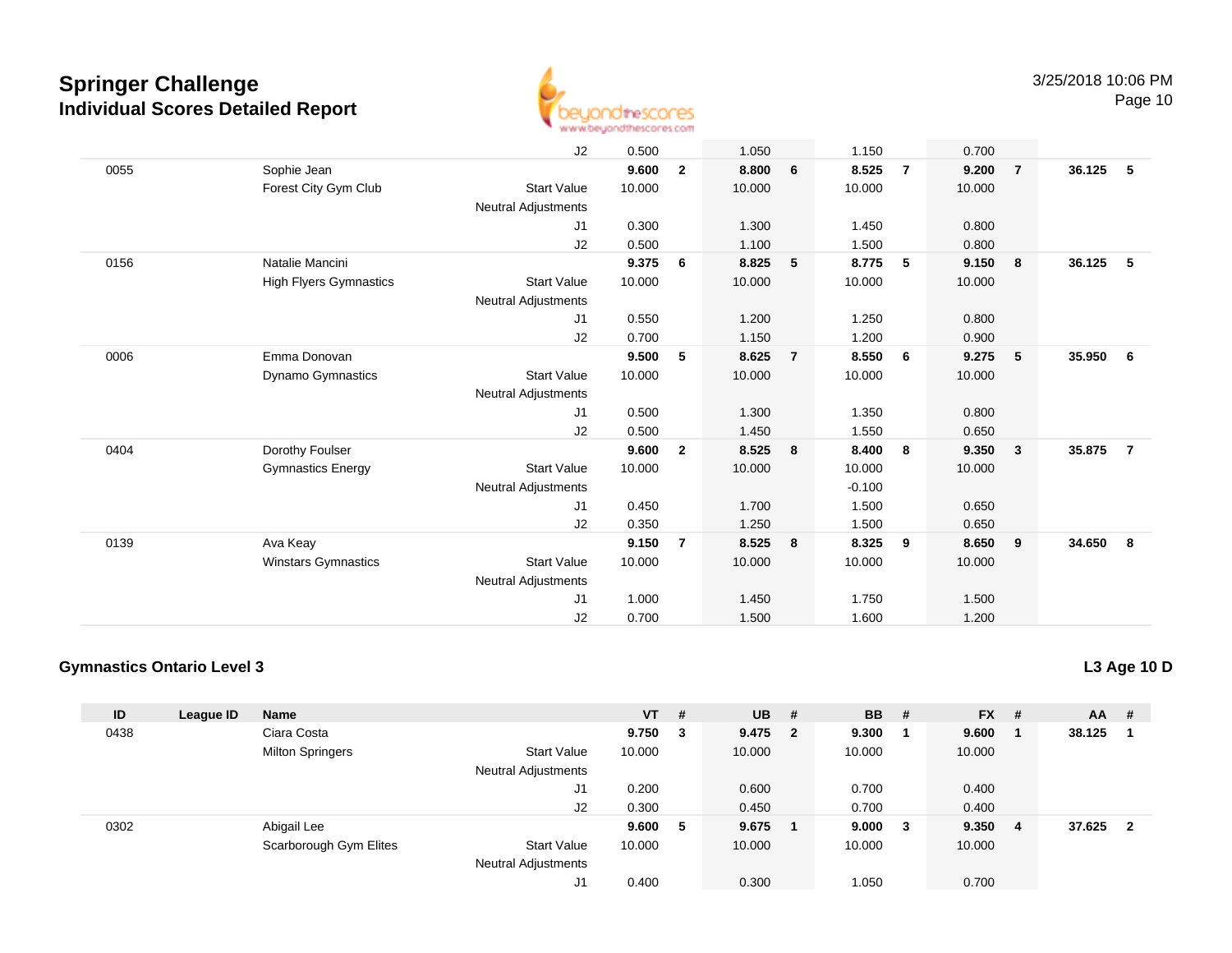# Springer Challenge
## Individual Scores Detailed Report

3/25/2018 10:06 PM

| ID | League ID | Name | | VT | # | UB | # | BB | # | FX | # | AA | # |
|---|---|---|---|---|---|---|---|---|---|---|---|---|---|
| | | | J2 | 0.500 | | 1.050 | | 1.150 | | 0.700 | | | |
| 0055 | | Sophie Jean | | **9.600** | **2** | **8.800** | **6** | **8.525** | **7** | **9.200** | **7** | **36.125** | **5** |
| | | Forest City Gym Club | Start Value | 10.000 | | 10.000 | | 10.000 | | 10.000 | | | |
| | | | Neutral Adjustments | | | | | | | | | | |
| | | | J1 | 0.300 | | 1.300 | | 1.450 | | 0.800 | | | |
| | | | J2 | 0.500 | | 1.100 | | 1.500 | | 0.800 | | | |
| 0156 | | Natalie Mancini | | **9.375** | **6** | **8.825** | **5** | **8.775** | **5** | **9.150** | **8** | **36.125** | **5** |
| | | High Flyers Gymnastics | Start Value | 10.000 | | 10.000 | | 10.000 | | 10.000 | | | |
| | | | Neutral Adjustments | | | | | | | | | | |
| | | | J1 | 0.550 | | 1.200 | | 1.250 | | 0.800 | | | |
| | | | J2 | 0.700 | | 1.150 | | 1.200 | | 0.900 | | | |
| 0006 | | Emma Donovan | | **9.500** | **5** | **8.625** | **7** | **8.550** | **6** | **9.275** | **5** | **35.950** | **6** |
| | | Dynamo Gymnastics | Start Value | 10.000 | | 10.000 | | 10.000 | | 10.000 | | | |
| | | | Neutral Adjustments | | | | | | | | | | |
| | | | J1 | 0.500 | | 1.300 | | 1.350 | | 0.800 | | | |
| | | | J2 | 0.500 | | 1.450 | | 1.550 | | 0.650 | | | |
| 0404 | | Dorothy Foulser | | **9.600** | **2** | **8.525** | **8** | **8.400** | **8** | **9.350** | **3** | **35.875** | **7** |
| | | Gymnastics Energy | Start Value | 10.000 | | 10.000 | | 10.000 | | 10.000 | | | |
| | | | Neutral Adjustments | | | | | -0.100 | | | | | |
| | | | J1 | 0.450 | | 1.700 | | 1.500 | | 0.650 | | | |
| | | | J2 | 0.350 | | 1.250 | | 1.500 | | 0.650 | | | |
| 0139 | | Ava Keay | | **9.150** | **7** | **8.525** | **8** | **8.325** | **9** | **8.650** | **9** | **34.650** | **8** |
| | | Winstars Gymnastics | Start Value | 10.000 | | 10.000 | | 10.000 | | 10.000 | | | |
| | | | Neutral Adjustments | | | | | | | | | | |
| | | | J1 | 1.000 | | 1.450 | | 1.750 | | 1.500 | | | |
| | | | J2 | 0.700 | | 1.500 | | 1.600 | | 1.200 | | | |

### Gymnastics Ontario Level 3

**L3 Age 10 D**

| ID | League ID | Name | | VT | # | UB | # | BB | # | FX | # | AA | # |
|---|---|---|---|---|---|---|---|---|---|---|---|---|---|
| 0438 | | Ciara Costa | | **9.750** | **3** | **9.475** | **2** | **9.300** | **1** | **9.600** | **1** | **38.125** | **1** |
| | | Milton Springers | Start Value | 10.000 | | 10.000 | | 10.000 | | 10.000 | | | |
| | | | Neutral Adjustments | | | | | | | | | | |
| | | | J1 | 0.200 | | 0.600 | | 0.700 | | 0.400 | | | |
| | | | J2 | 0.300 | | 0.450 | | 0.700 | | 0.400 | | | |
| 0302 | | Abigail Lee | | **9.600** | **5** | **9.675** | **1** | **9.000** | **3** | **9.350** | **4** | **37.625** | **2** |
| | | Scarborough Gym Elites | Start Value | 10.000 | | 10.000 | | 10.000 | | 10.000 | | | |
| | | | Neutral Adjustments | | | | | | | | | | |
| | | | J1 | 0.400 | | 0.300 | | 1.050 | | 0.700 | | | |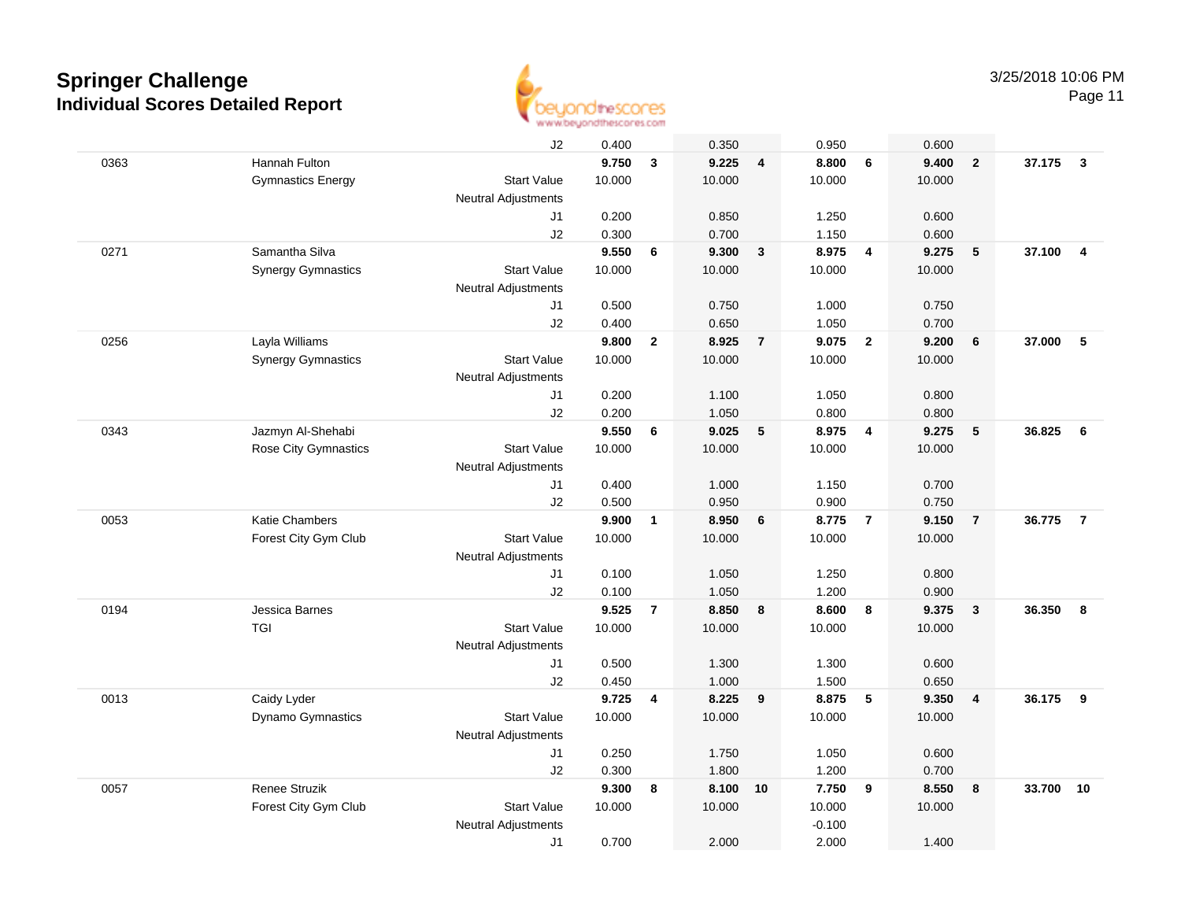# Springer Challenge
## Individual Scores Detailed Report

3/25/2018 10:06 PM

| | | | | | | | | | | | | |
|---|---|---|---|---|---|---|---|---|---|---|---|---|
| | | J2 | 0.400 | | 0.350 | | 0.950 | | 0.600 | | | |
| 0363 | Hannah Fulton | | **9.750** | **3** | **9.225** | **4** | **8.800** | **6** | **9.400** | **2** | **37.175** | **3** |
| | Gymnastics Energy | Start Value | 10.000 | | 10.000 | | 10.000 | | 10.000 | | | |
| | | Neutral Adjustments | | | | | | | | | | |
| | | J1 | 0.200 | | 0.850 | | 1.250 | | 0.600 | | | |
| | | J2 | 0.300 | | 0.700 | | 1.150 | | 0.600 | | | |
| 0271 | Samantha Silva | | **9.550** | **6** | **9.300** | **3** | **8.975** | **4** | **9.275** | **5** | **37.100** | **4** |
| | Synergy Gymnastics | Start Value | 10.000 | | 10.000 | | 10.000 | | 10.000 | | | |
| | | Neutral Adjustments | | | | | | | | | | |
| | | J1 | 0.500 | | 0.750 | | 1.000 | | 0.750 | | | |
| | | J2 | 0.400 | | 0.650 | | 1.050 | | 0.700 | | | |
| 0256 | Layla Williams | | **9.800** | **2** | **8.925** | **7** | **9.075** | **2** | **9.200** | **6** | **37.000** | **5** |
| | Synergy Gymnastics | Start Value | 10.000 | | 10.000 | | 10.000 | | 10.000 | | | |
| | | Neutral Adjustments | | | | | | | | | | |
| | | J1 | 0.200 | | 1.100 | | 1.050 | | 0.800 | | | |
| | | J2 | 0.200 | | 1.050 | | 0.800 | | 0.800 | | | |
| 0343 | Jazmyn Al-Shehabi | | **9.550** | **6** | **9.025** | **5** | **8.975** | **4** | **9.275** | **5** | **36.825** | **6** |
| | Rose City Gymnastics | Start Value | 10.000 | | 10.000 | | 10.000 | | 10.000 | | | |
| | | Neutral Adjustments | | | | | | | | | | |
| | | J1 | 0.400 | | 1.000 | | 1.150 | | 0.700 | | | |
| | | J2 | 0.500 | | 0.950 | | 0.900 | | 0.750 | | | |
| 0053 | Katie Chambers | | **9.900** | **1** | **8.950** | **6** | **8.775** | **7** | **9.150** | **7** | **36.775** | **7** |
| | Forest City Gym Club | Start Value | 10.000 | | 10.000 | | 10.000 | | 10.000 | | | |
| | | Neutral Adjustments | | | | | | | | | | |
| | | J1 | 0.100 | | 1.050 | | 1.250 | | 0.800 | | | |
| | | J2 | 0.100 | | 1.050 | | 1.200 | | 0.900 | | | |
| 0194 | Jessica Barnes | | **9.525** | **7** | **8.850** | **8** | **8.600** | **8** | **9.375** | **3** | **36.350** | **8** |
| | TGI | Start Value | 10.000 | | 10.000 | | 10.000 | | 10.000 | | | |
| | | Neutral Adjustments | | | | | | | | | | |
| | | J1 | 0.500 | | 1.300 | | 1.300 | | 0.600 | | | |
| | | J2 | 0.450 | | 1.000 | | 1.500 | | 0.650 | | | |
| 0013 | Caidy Lyder | | **9.725** | **4** | **8.225** | **9** | **8.875** | **5** | **9.350** | **4** | **36.175** | **9** |
| | Dynamo Gymnastics | Start Value | 10.000 | | 10.000 | | 10.000 | | 10.000 | | | |
| | | Neutral Adjustments | | | | | | | | | | |
| | | J1 | 0.250 | | 1.750 | | 1.050 | | 0.600 | | | |
| | | J2 | 0.300 | | 1.800 | | 1.200 | | 0.700 | | | |
| 0057 | Renee Struzik | | **9.300** | **8** | **8.100** | **10** | **7.750** | **9** | **8.550** | **8** | **33.700** | **10** |
| | Forest City Gym Club | Start Value | 10.000 | | 10.000 | | 10.000 | | 10.000 | | | |
| | | Neutral Adjustments | | | | | -0.100 | | | | | |
| | | J1 | 0.700 | | 2.000 | | 2.000 | | 1.400 | | | |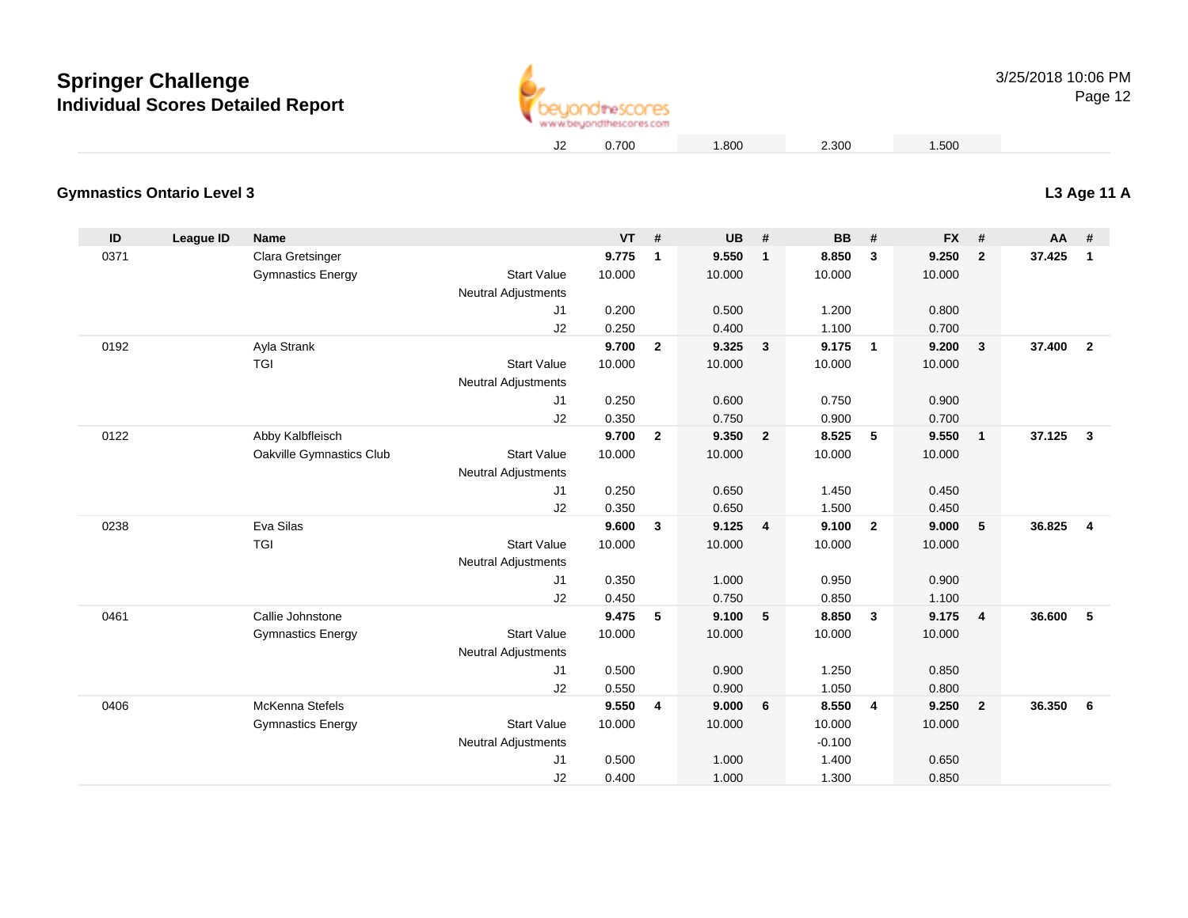# Springer Challenge

## Individual Scores Detailed Report

| | | | | | |
|---|---|---|---|---|---|
| J2 | 0.700 | 1.800 | 2.300 | 1.500 | |

### Gymnastics Ontario Level 3

**L3 Age 11 A**

| ID | League ID | Name | | VT | # | UB | # | BB | # | FX | # | AA | # |
|---|---|---|---|---|---|---|---|---|---|---|---|---|---|
| 0371 | | Clara Gretsinger | | **9.775** | **1** | **9.550** | **1** | **8.850** | **3** | **9.250** | **2** | **37.425** | **1** |
| | | Gymnastics Energy | Start Value | 10.000 | | 10.000 | | 10.000 | | 10.000 | | | |
| | | | Neutral Adjustments | | | | | | | | | | |
| | | | J1 | 0.200 | | 0.500 | | 1.200 | | 0.800 | | | |
| | | | J2 | 0.250 | | 0.400 | | 1.100 | | 0.700 | | | |
| 0192 | | Ayla Strank | | **9.700** | **2** | **9.325** | **3** | **9.175** | **1** | **9.200** | **3** | **37.400** | **2** |
| | | TGI | Start Value | 10.000 | | 10.000 | | 10.000 | | 10.000 | | | |
| | | | Neutral Adjustments | | | | | | | | | | |
| | | | J1 | 0.250 | | 0.600 | | 0.750 | | 0.900 | | | |
| | | | J2 | 0.350 | | 0.750 | | 0.900 | | 0.700 | | | |
| 0122 | | Abby Kalbfleisch | | **9.700** | **2** | **9.350** | **2** | **8.525** | **5** | **9.550** | **1** | **37.125** | **3** |
| | | Oakville Gymnastics Club | Start Value | 10.000 | | 10.000 | | 10.000 | | 10.000 | | | |
| | | | Neutral Adjustments | | | | | | | | | | |
| | | | J1 | 0.250 | | 0.650 | | 1.450 | | 0.450 | | | |
| | | | J2 | 0.350 | | 0.650 | | 1.500 | | 0.450 | | | |
| 0238 | | Eva Silas | | **9.600** | **3** | **9.125** | **4** | **9.100** | **2** | **9.000** | **5** | **36.825** | **4** |
| | | TGI | Start Value | 10.000 | | 10.000 | | 10.000 | | 10.000 | | | |
| | | | Neutral Adjustments | | | | | | | | | | |
| | | | J1 | 0.350 | | 1.000 | | 0.950 | | 0.900 | | | |
| | | | J2 | 0.450 | | 0.750 | | 0.850 | | 1.100 | | | |
| 0461 | | Callie Johnstone | | **9.475** | **5** | **9.100** | **5** | **8.850** | **3** | **9.175** | **4** | **36.600** | **5** |
| | | Gymnastics Energy | Start Value | 10.000 | | 10.000 | | 10.000 | | 10.000 | | | |
| | | | Neutral Adjustments | | | | | | | | | | |
| | | | J1 | 0.500 | | 0.900 | | 1.250 | | 0.850 | | | |
| | | | J2 | 0.550 | | 0.900 | | 1.050 | | 0.800 | | | |
| 0406 | | McKenna Stefels | | **9.550** | **4** | **9.000** | **6** | **8.550** | **4** | **9.250** | **2** | **36.350** | **6** |
| | | Gymnastics Energy | Start Value | 10.000 | | 10.000 | | 10.000 | | 10.000 | | | |
| | | | Neutral Adjustments | | | | | -0.100 | | | | | |
| | | | J1 | 0.500 | | 1.000 | | 1.400 | | 0.650 | | | |
| | | | J2 | 0.400 | | 1.000 | | 1.300 | | 0.850 | | | |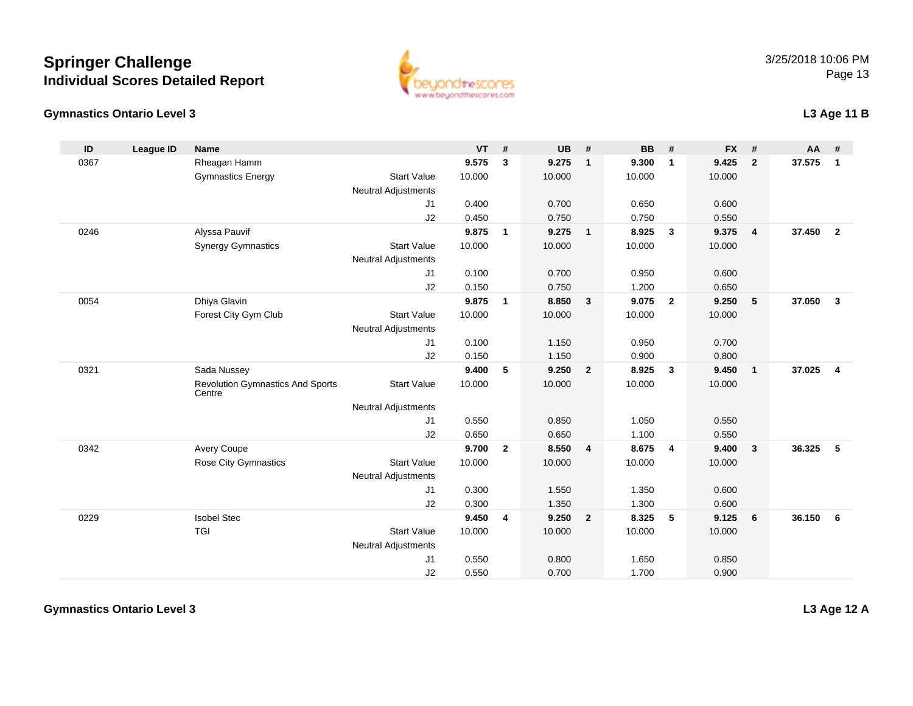# Springer Challenge
## Individual Scores Detailed Report

### Gymnastics Ontario Level 3

**L3 Age 11 B**

| ID | League ID | Name | | VT | # | UB | # | BB | # | FX | # | AA | # |
|---|---|---|---|---|---|---|---|---|---|---|---|---|---|
| 0367 | | Rheagan Hamm | | **9.575** | **3** | **9.275** | **1** | **9.300** | **1** | **9.425** | **2** | **37.575** | **1** |
| | | Gymnastics Energy | Start Value | 10.000 | | 10.000 | | 10.000 | | 10.000 | | | |
| | | | Neutral Adjustments | | | | | | | | | | |
| | | | J1 | 0.400 | | 0.700 | | 0.650 | | 0.600 | | | |
| | | | J2 | 0.450 | | 0.750 | | 0.750 | | 0.550 | | | |
| 0246 | | Alyssa Pauvif | | **9.875** | **1** | **9.275** | **1** | **8.925** | **3** | **9.375** | **4** | **37.450** | **2** |
| | | Synergy Gymnastics | Start Value | 10.000 | | 10.000 | | 10.000 | | 10.000 | | | |
| | | | Neutral Adjustments | | | | | | | | | | |
| | | | J1 | 0.100 | | 0.700 | | 0.950 | | 0.600 | | | |
| | | | J2 | 0.150 | | 0.750 | | 1.200 | | 0.650 | | | |
| 0054 | | Dhiya Glavin | | **9.875** | **1** | **8.850** | **3** | **9.075** | **2** | **9.250** | **5** | **37.050** | **3** |
| | | Forest City Gym Club | Start Value | 10.000 | | 10.000 | | 10.000 | | 10.000 | | | |
| | | | Neutral Adjustments | | | | | | | | | | |
| | | | J1 | 0.100 | | 1.150 | | 0.950 | | 0.700 | | | |
| | | | J2 | 0.150 | | 1.150 | | 0.900 | | 0.800 | | | |
| 0321 | | Sada Nussey | | **9.400** | **5** | **9.250** | **2** | **8.925** | **3** | **9.450** | **1** | **37.025** | **4** |
| | | Revolution Gymnastics And Sports Centre | Start Value | 10.000 | | 10.000 | | 10.000 | | 10.000 | | | |
| | | | Neutral Adjustments | | | | | | | | | | |
| | | | J1 | 0.550 | | 0.850 | | 1.050 | | 0.550 | | | |
| | | | J2 | 0.650 | | 0.650 | | 1.100 | | 0.550 | | | |
| 0342 | | Avery Coupe | | **9.700** | **2** | **8.550** | **4** | **8.675** | **4** | **9.400** | **3** | **36.325** | **5** |
| | | Rose City Gymnastics | Start Value | 10.000 | | 10.000 | | 10.000 | | 10.000 | | | |
| | | | Neutral Adjustments | | | | | | | | | | |
| | | | J1 | 0.300 | | 1.550 | | 1.350 | | 0.600 | | | |
| | | | J2 | 0.300 | | 1.350 | | 1.300 | | 0.600 | | | |
| 0229 | | Isobel Stec | | **9.450** | **4** | **9.250** | **2** | **8.325** | **5** | **9.125** | **6** | **36.150** | **6** |
| | | TGI | Start Value | 10.000 | | 10.000 | | 10.000 | | 10.000 | | | |
| | | | Neutral Adjustments | | | | | | | | | | |
| | | | J1 | 0.550 | | 0.800 | | 1.650 | | 0.850 | | | |
| | | | J2 | 0.550 | | 0.700 | | 1.700 | | 0.900 | | | |

### Gymnastics Ontario Level 3

**L3 Age 12 A**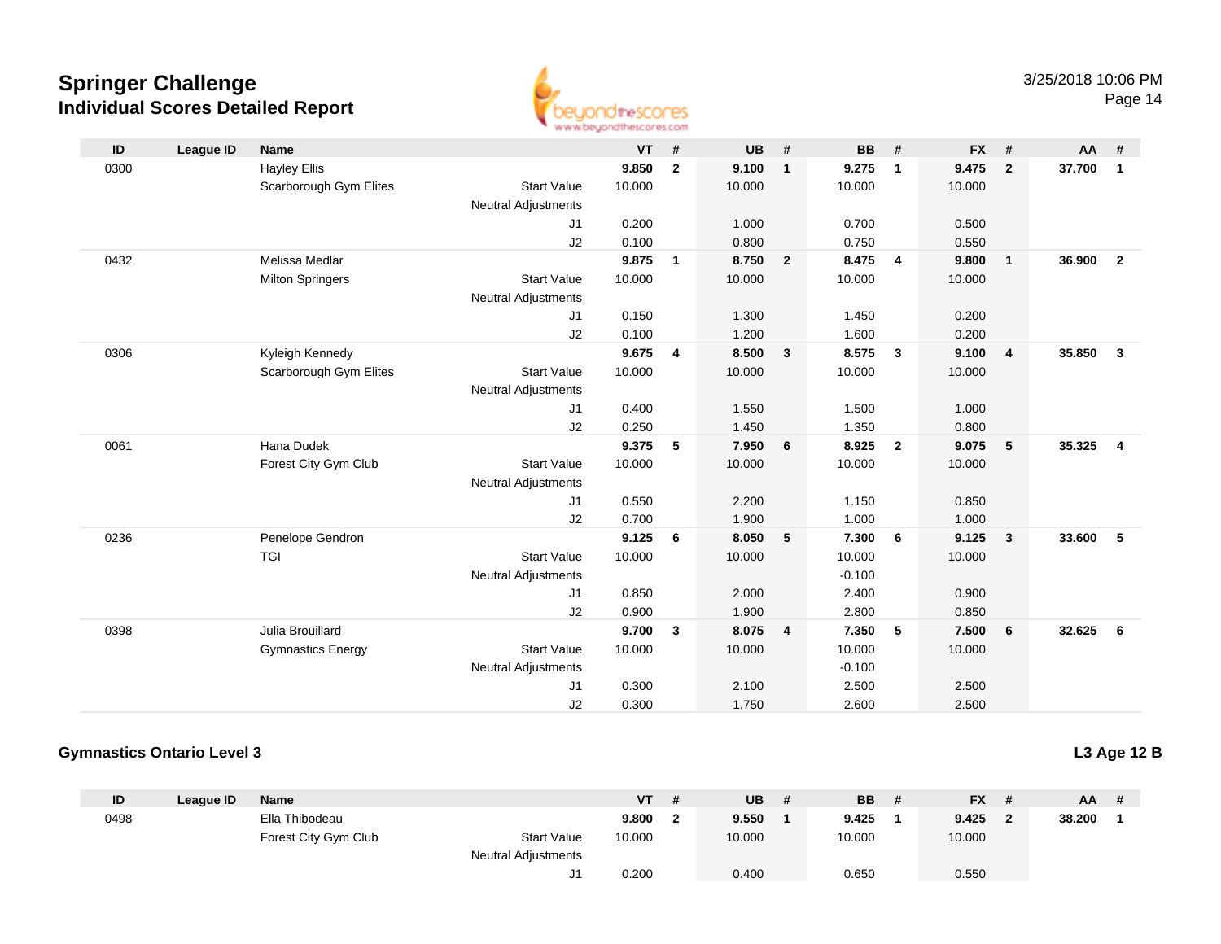# Springer Challenge
## Individual Scores Detailed Report

3/25/2018 10:06 PM

| ID | League ID | Name | | VT | # | UB | # | BB | # | FX | # | AA | # |
|---|---|---|---|---|---|---|---|---|---|---|---|---|---|
| 0300 | | Hayley Ellis | | **9.850** | **2** | **9.100** | **1** | **9.275** | **1** | **9.475** | **2** | **37.700** | **1** |
| | | Scarborough Gym Elites | Start Value | 10.000 | | 10.000 | | 10.000 | | 10.000 | | | |
| | | | Neutral Adjustments | | | | | | | | | | |
| | | | J1 | 0.200 | | 1.000 | | 0.700 | | 0.500 | | | |
| | | | J2 | 0.100 | | 0.800 | | 0.750 | | 0.550 | | | |
| 0432 | | Melissa Medlar | | **9.875** | **1** | **8.750** | **2** | **8.475** | **4** | **9.800** | **1** | **36.900** | **2** |
| | | Milton Springers | Start Value | 10.000 | | 10.000 | | 10.000 | | 10.000 | | | |
| | | | Neutral Adjustments | | | | | | | | | | |
| | | | J1 | 0.150 | | 1.300 | | 1.450 | | 0.200 | | | |
| | | | J2 | 0.100 | | 1.200 | | 1.600 | | 0.200 | | | |
| 0306 | | Kyleigh Kennedy | | **9.675** | **4** | **8.500** | **3** | **8.575** | **3** | **9.100** | **4** | **35.850** | **3** |
| | | Scarborough Gym Elites | Start Value | 10.000 | | 10.000 | | 10.000 | | 10.000 | | | |
| | | | Neutral Adjustments | | | | | | | | | | |
| | | | J1 | 0.400 | | 1.550 | | 1.500 | | 1.000 | | | |
| | | | J2 | 0.250 | | 1.450 | | 1.350 | | 0.800 | | | |
| 0061 | | Hana Dudek | | **9.375** | **5** | **7.950** | **6** | **8.925** | **2** | **9.075** | **5** | **35.325** | **4** |
| | | Forest City Gym Club | Start Value | 10.000 | | 10.000 | | 10.000 | | 10.000 | | | |
| | | | Neutral Adjustments | | | | | | | | | | |
| | | | J1 | 0.550 | | 2.200 | | 1.150 | | 0.850 | | | |
| | | | J2 | 0.700 | | 1.900 | | 1.000 | | 1.000 | | | |
| 0236 | | Penelope Gendron | | **9.125** | **6** | **8.050** | **5** | **7.300** | **6** | **9.125** | **3** | **33.600** | **5** |
| | | TGI | Start Value | 10.000 | | 10.000 | | 10.000 | | 10.000 | | | |
| | | | Neutral Adjustments | | | | | -0.100 | | | | | |
| | | | J1 | 0.850 | | 2.000 | | 2.400 | | 0.900 | | | |
| | | | J2 | 0.900 | | 1.900 | | 2.800 | | 0.850 | | | |
| 0398 | | Julia Brouillard | | **9.700** | **3** | **8.075** | **4** | **7.350** | **5** | **7.500** | **6** | **32.625** | **6** |
| | | Gymnastics Energy | Start Value | 10.000 | | 10.000 | | 10.000 | | 10.000 | | | |
| | | | Neutral Adjustments | | | | | -0.100 | | | | | |
| | | | J1 | 0.300 | | 2.100 | | 2.500 | | 2.500 | | | |
| | | | J2 | 0.300 | | 1.750 | | 2.600 | | 2.500 | | | |

### Gymnastics Ontario Level 3

**L3 Age 12 B**

| ID | League ID | Name | | VT | # | UB | # | BB | # | FX | # | AA | # |
|---|---|---|---|---|---|---|---|---|---|---|---|---|---|
| 0498 | | Ella Thibodeau | | **9.800** | **2** | **9.550** | **1** | **9.425** | **1** | **9.425** | **2** | **38.200** | **1** |
| | | Forest City Gym Club | Start Value | 10.000 | | 10.000 | | 10.000 | | 10.000 | | | |
| | | | Neutral Adjustments | | | | | | | | | | |
| | | | J1 | 0.200 | | 0.400 | | 0.650 | | 0.550 | | | |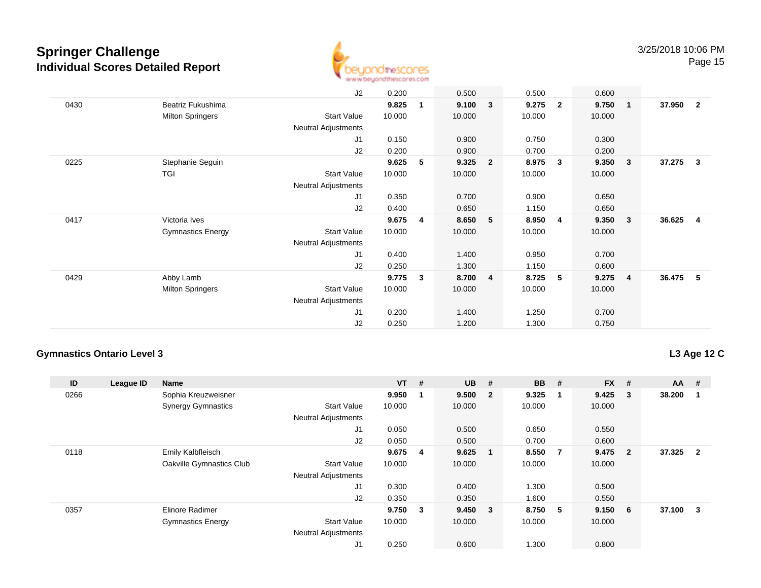# Springer Challenge
## Individual Scores Detailed Report

3/25/2018 10:06 PM

| ID | League ID | Name | | VT | # | UB | # | BB | # | FX | # | AA | # |
|---|---|---|---|---|---|---|---|---|---|---|---|---|---|
| | | | J2 | 0.200 | | 0.500 | | 0.500 | | 0.600 | | | |
| 0430 | | Beatriz Fukushima | | **9.825** | **1** | **9.100** | **3** | **9.275** | **2** | **9.750** | **1** | **37.950** | **2** |
| | | Milton Springers | Start Value | 10.000 | | 10.000 | | 10.000 | | 10.000 | | | |
| | | | Neutral Adjustments | | | | | | | | | | |
| | | | J1 | 0.150 | | 0.900 | | 0.750 | | 0.300 | | | |
| | | | J2 | 0.200 | | 0.900 | | 0.700 | | 0.200 | | | |
| 0225 | | Stephanie Seguin | | **9.625** | **5** | **9.325** | **2** | **8.975** | **3** | **9.350** | **3** | **37.275** | **3** |
| | | TGI | Start Value | 10.000 | | 10.000 | | 10.000 | | 10.000 | | | |
| | | | Neutral Adjustments | | | | | | | | | | |
| | | | J1 | 0.350 | | 0.700 | | 0.900 | | 0.650 | | | |
| | | | J2 | 0.400 | | 0.650 | | 1.150 | | 0.650 | | | |
| 0417 | | Victoria Ives | | **9.675** | **4** | **8.650** | **5** | **8.950** | **4** | **9.350** | **3** | **36.625** | **4** |
| | | Gymnastics Energy | Start Value | 10.000 | | 10.000 | | 10.000 | | 10.000 | | | |
| | | | Neutral Adjustments | | | | | | | | | | |
| | | | J1 | 0.400 | | 1.400 | | 0.950 | | 0.700 | | | |
| | | | J2 | 0.250 | | 1.300 | | 1.150 | | 0.600 | | | |
| 0429 | | Abby Lamb | | **9.775** | **3** | **8.700** | **4** | **8.725** | **5** | **9.275** | **4** | **36.475** | **5** |
| | | Milton Springers | Start Value | 10.000 | | 10.000 | | 10.000 | | 10.000 | | | |
| | | | Neutral Adjustments | | | | | | | | | | |
| | | | J1 | 0.200 | | 1.400 | | 1.250 | | 0.700 | | | |
| | | | J2 | 0.250 | | 1.200 | | 1.300 | | 0.750 | | | |

### Gymnastics Ontario Level 3

**L3 Age 12 C**

| ID | League ID | Name | | VT | # | UB | # | BB | # | FX | # | AA | # |
|---|---|---|---|---|---|---|---|---|---|---|---|---|---|
| 0266 | | Sophia Kreuzweisner | | **9.950** | **1** | **9.500** | **2** | **9.325** | **1** | **9.425** | **3** | **38.200** | **1** |
| | | Synergy Gymnastics | Start Value | 10.000 | | 10.000 | | 10.000 | | 10.000 | | | |
| | | | Neutral Adjustments | | | | | | | | | | |
| | | | J1 | 0.050 | | 0.500 | | 0.650 | | 0.550 | | | |
| | | | J2 | 0.050 | | 0.500 | | 0.700 | | 0.600 | | | |
| 0118 | | Emily Kalbfleisch | | **9.675** | **4** | **9.625** | **1** | **8.550** | **7** | **9.475** | **2** | **37.325** | **2** |
| | | Oakville Gymnastics Club | Start Value | 10.000 | | 10.000 | | 10.000 | | 10.000 | | | |
| | | | Neutral Adjustments | | | | | | | | | | |
| | | | J1 | 0.300 | | 0.400 | | 1.300 | | 0.500 | | | |
| | | | J2 | 0.350 | | 0.350 | | 1.600 | | 0.550 | | | |
| 0357 | | Elinore Radimer | | **9.750** | **3** | **9.450** | **3** | **8.750** | **5** | **9.150** | **6** | **37.100** | **3** |
| | | Gymnastics Energy | Start Value | 10.000 | | 10.000 | | 10.000 | | 10.000 | | | |
| | | | Neutral Adjustments | | | | | | | | | | |
| | | | J1 | 0.250 | | 0.600 | | 1.300 | | 0.800 | | | |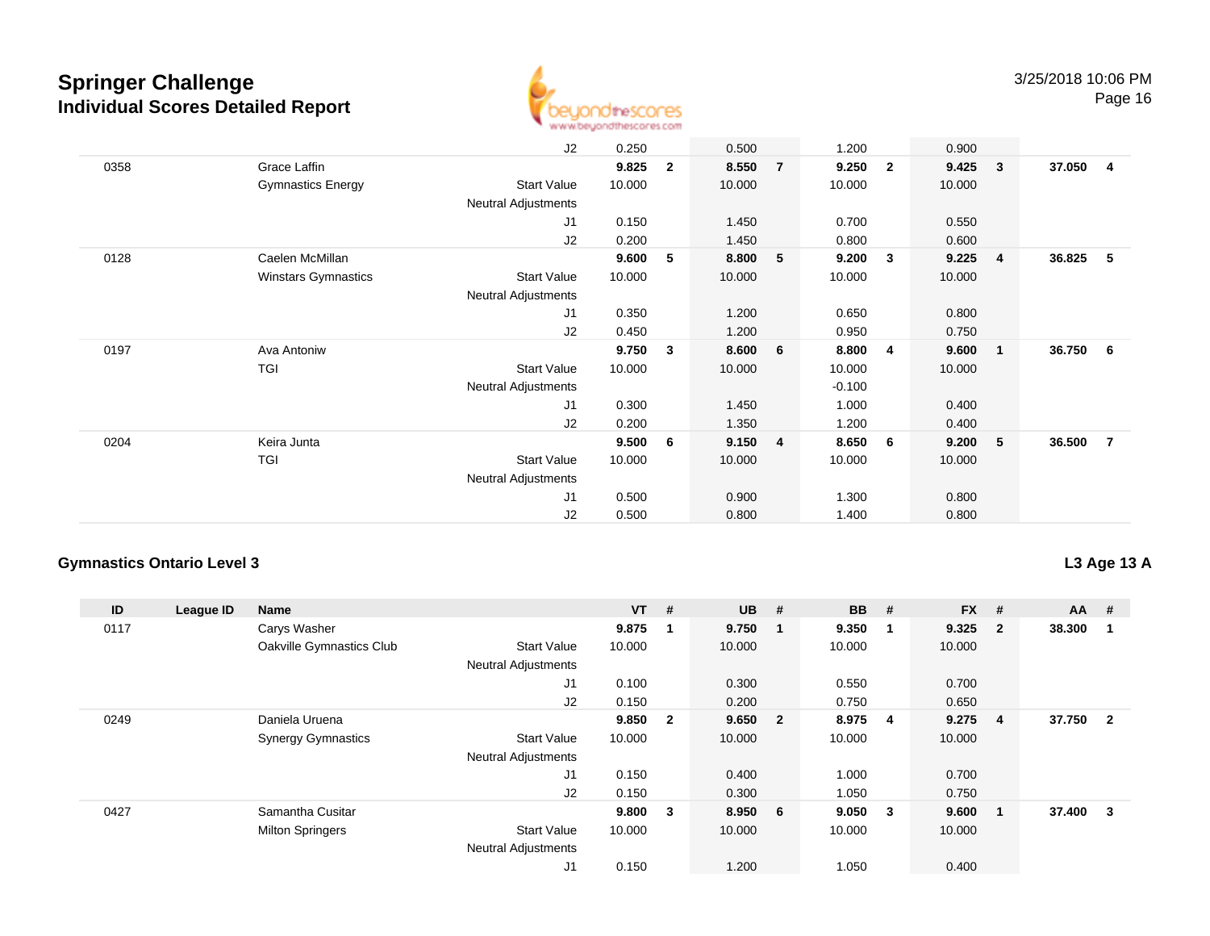| ID | League ID | Name | | VT | # | UB | # | BB | # | FX | # | AA | # |
|---|---|---|---|---|---|---|---|---|---|---|---|---|---|
| | | | J2 | 0.250 | | 0.500 | | 1.200 | | 0.900 | | | |
| 0358 | | Grace Laffin | | **9.825** | **2** | **8.550** | **7** | **9.250** | **2** | **9.425** | **3** | **37.050** | **4** |
| | | Gymnastics Energy | Start Value | 10.000 | | 10.000 | | 10.000 | | 10.000 | | | |
| | | | Neutral Adjustments | | | | | | | | | | |
| | | | J1 | 0.150 | | 1.450 | | 0.700 | | 0.550 | | | |
| | | | J2 | 0.200 | | 1.450 | | 0.800 | | 0.600 | | | |
| 0128 | | Caelen McMillan | | **9.600** | **5** | **8.800** | **5** | **9.200** | **3** | **9.225** | **4** | **36.825** | **5** |
| | | Winstars Gymnastics | Start Value | 10.000 | | 10.000 | | 10.000 | | 10.000 | | | |
| | | | Neutral Adjustments | | | | | | | | | | |
| | | | J1 | 0.350 | | 1.200 | | 0.650 | | 0.800 | | | |
| | | | J2 | 0.450 | | 1.200 | | 0.950 | | 0.750 | | | |
| 0197 | | Ava Antoniw | | **9.750** | **3** | **8.600** | **6** | **8.800** | **4** | **9.600** | **1** | **36.750** | **6** |
| | | TGI | Start Value | 10.000 | | 10.000 | | 10.000 | | 10.000 | | | |
| | | | Neutral Adjustments | | | | | -0.100 | | | | | |
| | | | J1 | 0.300 | | 1.450 | | 1.000 | | 0.400 | | | |
| | | | J2 | 0.200 | | 1.350 | | 1.200 | | 0.400 | | | |
| 0204 | | Keira Junta | | **9.500** | **6** | **9.150** | **4** | **8.650** | **6** | **9.200** | **5** | **36.500** | **7** |
| | | TGI | Start Value | 10.000 | | 10.000 | | 10.000 | | 10.000 | | | |
| | | | Neutral Adjustments | | | | | | | | | | |
| | | | J1 | 0.500 | | 0.900 | | 1.300 | | 0.800 | | | |
| | | | J2 | 0.500 | | 0.800 | | 1.400 | | 0.800 | | | |

## Gymnastics Ontario Level 3

**L3 Age 13 A**

| ID | League ID | Name | | VT | # | UB | # | BB | # | FX | # | AA | # |
|---|---|---|---|---|---|---|---|---|---|---|---|---|---|
| 0117 | | Carys Washer | | **9.875** | **1** | **9.750** | **1** | **9.350** | **1** | **9.325** | **2** | **38.300** | **1** |
| | | Oakville Gymnastics Club | Start Value | 10.000 | | 10.000 | | 10.000 | | 10.000 | | | |
| | | | Neutral Adjustments | | | | | | | | | | |
| | | | J1 | 0.100 | | 0.300 | | 0.550 | | 0.700 | | | |
| | | | J2 | 0.150 | | 0.200 | | 0.750 | | 0.650 | | | |
| 0249 | | Daniela Uruena | | **9.850** | **2** | **9.650** | **2** | **8.975** | **4** | **9.275** | **4** | **37.750** | **2** |
| | | Synergy Gymnastics | Start Value | 10.000 | | 10.000 | | 10.000 | | 10.000 | | | |
| | | | Neutral Adjustments | | | | | | | | | | |
| | | | J1 | 0.150 | | 0.400 | | 1.000 | | 0.700 | | | |
| | | | J2 | 0.150 | | 0.300 | | 1.050 | | 0.750 | | | |
| 0427 | | Samantha Cusitar | | **9.800** | **3** | **8.950** | **6** | **9.050** | **3** | **9.600** | **1** | **37.400** | **3** |
| | | Milton Springers | Start Value | 10.000 | | 10.000 | | 10.000 | | 10.000 | | | |
| | | | Neutral Adjustments | | | | | | | | | | |
| | | | J1 | 0.150 | | 1.200 | | 1.050 | | 0.400 | | | |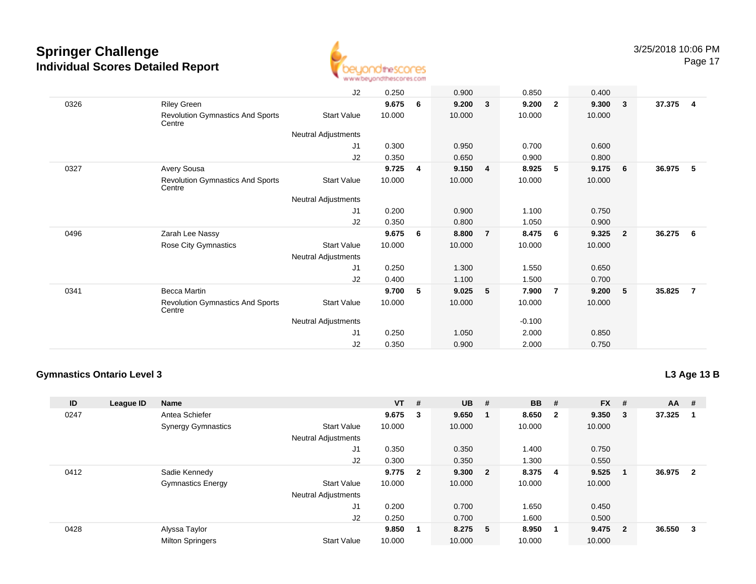# Springer Challenge
## Individual Scores Detailed Report

| ID | League ID | Name | | VT | # | UB | # | BB | # | FX | # | AA | # |
|---|---|---|---|---|---|---|---|---|---|---|---|---|---|
| | | | J2 | 0.250 | | 0.900 | | 0.850 | | 0.400 | | | |
| 0326 | | Riley Green | | **9.675** | **6** | **9.200** | **3** | **9.200** | **2** | **9.300** | **3** | **37.375** | **4** |
| | | Revolution Gymnastics And Sports Centre | Start Value | 10.000 | | 10.000 | | 10.000 | | 10.000 | | | |
| | | | Neutral Adjustments | | | | | | | | | | |
| | | | J1 | 0.300 | | 0.950 | | 0.700 | | 0.600 | | | |
| | | | J2 | 0.350 | | 0.650 | | 0.900 | | 0.800 | | | |
| 0327 | | Avery Sousa | | **9.725** | **4** | **9.150** | **4** | **8.925** | **5** | **9.175** | **6** | **36.975** | **5** |
| | | Revolution Gymnastics And Sports Centre | Start Value | 10.000 | | 10.000 | | 10.000 | | 10.000 | | | |
| | | | Neutral Adjustments | | | | | | | | | | |
| | | | J1 | 0.200 | | 0.900 | | 1.100 | | 0.750 | | | |
| | | | J2 | 0.350 | | 0.800 | | 1.050 | | 0.900 | | | |
| 0496 | | Zarah Lee Nassy | | **9.675** | **6** | **8.800** | **7** | **8.475** | **6** | **9.325** | **2** | **36.275** | **6** |
| | | Rose City Gymnastics | Start Value | 10.000 | | 10.000 | | 10.000 | | 10.000 | | | |
| | | | Neutral Adjustments | | | | | | | | | | |
| | | | J1 | 0.250 | | 1.300 | | 1.550 | | 0.650 | | | |
| | | | J2 | 0.400 | | 1.100 | | 1.500 | | 0.700 | | | |
| 0341 | | Becca Martin | | **9.700** | **5** | **9.025** | **5** | **7.900** | **7** | **9.200** | **5** | **35.825** | **7** |
| | | Revolution Gymnastics And Sports Centre | Start Value | 10.000 | | 10.000 | | 10.000 | | 10.000 | | | |
| | | | Neutral Adjustments | | | | | -0.100 | | | | | |
| | | | J1 | 0.250 | | 1.050 | | 2.000 | | 0.850 | | | |
| | | | J2 | 0.350 | | 0.900 | | 2.000 | | 0.750 | | | |

### Gymnastics Ontario Level 3

**L3 Age 13 B**

| ID | League ID | Name | | VT | # | UB | # | BB | # | FX | # | AA | # |
|---|---|---|---|---|---|---|---|---|---|---|---|---|---|
| 0247 | | Antea Schiefer | | **9.675** | **3** | **9.650** | **1** | **8.650** | **2** | **9.350** | **3** | **37.325** | **1** |
| | | Synergy Gymnastics | Start Value | 10.000 | | 10.000 | | 10.000 | | 10.000 | | | |
| | | | Neutral Adjustments | | | | | | | | | | |
| | | | J1 | 0.350 | | 0.350 | | 1.400 | | 0.750 | | | |
| | | | J2 | 0.300 | | 0.350 | | 1.300 | | 0.550 | | | |
| 0412 | | Sadie Kennedy | | **9.775** | **2** | **9.300** | **2** | **8.375** | **4** | **9.525** | **1** | **36.975** | **2** |
| | | Gymnastics Energy | Start Value | 10.000 | | 10.000 | | 10.000 | | 10.000 | | | |
| | | | Neutral Adjustments | | | | | | | | | | |
| | | | J1 | 0.200 | | 0.700 | | 1.650 | | 0.450 | | | |
| | | | J2 | 0.250 | | 0.700 | | 1.600 | | 0.500 | | | |
| 0428 | | Alyssa Taylor | | **9.850** | **1** | **8.275** | **5** | **8.950** | **1** | **9.475** | **2** | **36.550** | **3** |
| | | Milton Springers | Start Value | 10.000 | | 10.000 | | 10.000 | | 10.000 | | | |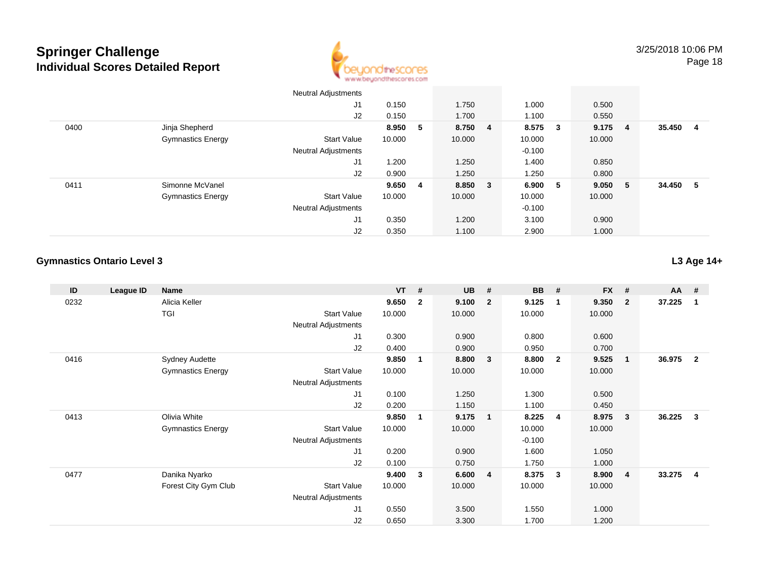# Springer Challenge
## Individual Scores Detailed Report

3/25/2018 10:06 PM

| ID | League ID | Name | | VT | # | UB | # | BB | # | FX | # | AA | # |
|---|---|---|---|---|---|---|---|---|---|---|---|---|---|
| | | | Neutral Adjustments | | | | | | | | | | |
| | | | J1 | 0.150 | | 1.750 | | 1.000 | | 0.500 | | | |
| | | | J2 | 0.150 | | 1.700 | | 1.100 | | 0.550 | | | |
| 0400 | | Jinja Shepherd | | **8.950** | **5** | **8.750** | **4** | **8.575** | **3** | **9.175** | **4** | **35.450** | **4** |
| | | Gymnastics Energy | Start Value | 10.000 | | 10.000 | | 10.000 | | 10.000 | | | |
| | | | Neutral Adjustments | | | | | -0.100 | | | | | |
| | | | J1 | 1.200 | | 1.250 | | 1.400 | | 0.850 | | | |
| | | | J2 | 0.900 | | 1.250 | | 1.250 | | 0.800 | | | |
| 0411 | | Simonne McVanel | | **9.650** | **4** | **8.850** | **3** | **6.900** | **5** | **9.050** | **5** | **34.450** | **5** |
| | | Gymnastics Energy | Start Value | 10.000 | | 10.000 | | 10.000 | | 10.000 | | | |
| | | | Neutral Adjustments | | | | | -0.100 | | | | | |
| | | | J1 | 0.350 | | 1.200 | | 3.100 | | 0.900 | | | |
| | | | J2 | 0.350 | | 1.100 | | 2.900 | | 1.000 | | | |

### Gymnastics Ontario Level 3

**L3 Age 14+**

| ID | League ID | Name | | VT | # | UB | # | BB | # | FX | # | AA | # |
|---|---|---|---|---|---|---|---|---|---|---|---|---|---|
| 0232 | | Alicia Keller | | **9.650** | **2** | **9.100** | **2** | **9.125** | **1** | **9.350** | **2** | **37.225** | **1** |
| | | TGI | Start Value | 10.000 | | 10.000 | | 10.000 | | 10.000 | | | |
| | | | Neutral Adjustments | | | | | | | | | | |
| | | | J1 | 0.300 | | 0.900 | | 0.800 | | 0.600 | | | |
| | | | J2 | 0.400 | | 0.900 | | 0.950 | | 0.700 | | | |
| 0416 | | Sydney Audette | | **9.850** | **1** | **8.800** | **3** | **8.800** | **2** | **9.525** | **1** | **36.975** | **2** |
| | | Gymnastics Energy | Start Value | 10.000 | | 10.000 | | 10.000 | | 10.000 | | | |
| | | | Neutral Adjustments | | | | | | | | | | |
| | | | J1 | 0.100 | | 1.250 | | 1.300 | | 0.500 | | | |
| | | | J2 | 0.200 | | 1.150 | | 1.100 | | 0.450 | | | |
| 0413 | | Olivia White | | **9.850** | **1** | **9.175** | **1** | **8.225** | **4** | **8.975** | **3** | **36.225** | **3** |
| | | Gymnastics Energy | Start Value | 10.000 | | 10.000 | | 10.000 | | 10.000 | | | |
| | | | Neutral Adjustments | | | | | -0.100 | | | | | |
| | | | J1 | 0.200 | | 0.900 | | 1.600 | | 1.050 | | | |
| | | | J2 | 0.100 | | 0.750 | | 1.750 | | 1.000 | | | |
| 0477 | | Danika Nyarko | | **9.400** | **3** | **6.600** | **4** | **8.375** | **3** | **8.900** | **4** | **33.275** | **4** |
| | | Forest City Gym Club | Start Value | 10.000 | | 10.000 | | 10.000 | | 10.000 | | | |
| | | | Neutral Adjustments | | | | | | | | | | |
| | | | J1 | 0.550 | | 3.500 | | 1.550 | | 1.000 | | | |
| | | | J2 | 0.650 | | 3.300 | | 1.700 | | 1.200 | | | |